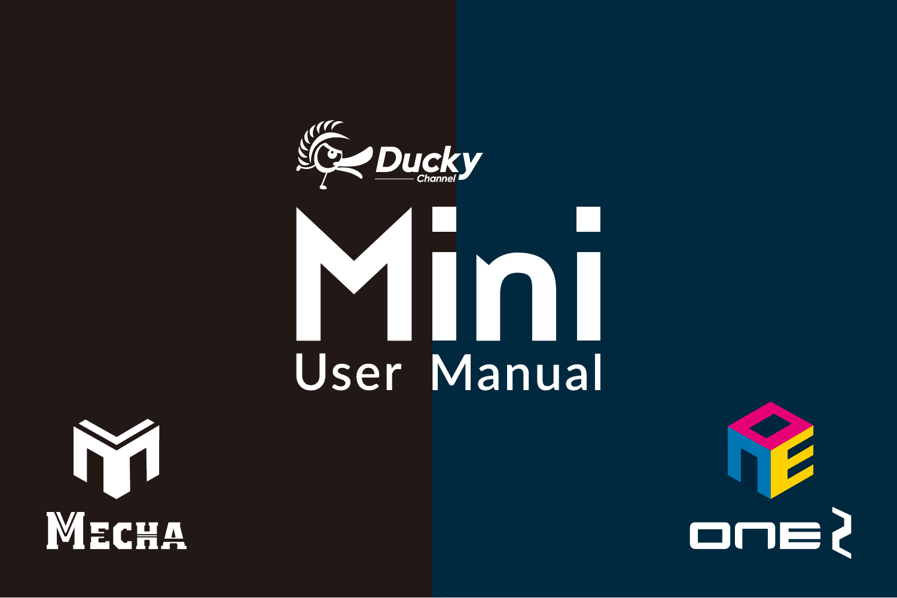Ducky Channel

# Mini

## User Manual

MECHA

ONE 2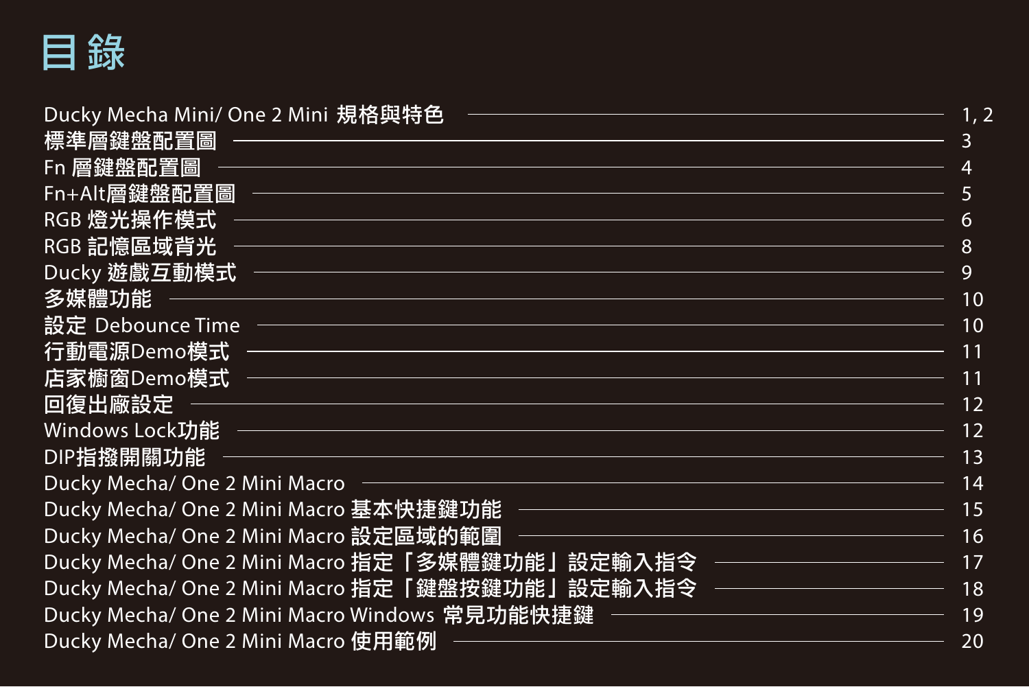# 目 錄

| | |
|---|---|
| Ducky Mecha Mini/ One 2 Mini 規格與特色 | 1, 2 |
| 標準層鍵盤配置圖 | 3 |
| Fn 層鍵盤配置圖 | 4 |
| Fn+Alt層鍵盤配置圖 | 5 |
| RGB 燈光操作模式 | 6 |
| RGB 記憶區域背光 | 8 |
| Ducky 遊戲互動模式 | 9 |
| 多媒體功能 | 10 |
| 設定 Debounce Time | 10 |
| 行動電源Demo模式 | 11 |
| 店家櫥窗Demo模式 | 11 |
| 回復出廠設定 | 12 |
| Windows Lock功能 | 12 |
| DIP指撥開關功能 | 13 |
| Ducky Mecha/ One 2 Mini Macro | 14 |
| Ducky Mecha/ One 2 Mini Macro 基本快捷鍵功能 | 15 |
| Ducky Mecha/ One 2 Mini Macro 設定區域的範圍 | 16 |
| Ducky Mecha/ One 2 Mini Macro 指定「多媒體鍵功能」設定輸入指令 | 17 |
| Ducky Mecha/ One 2 Mini Macro 指定「鍵盤按鍵功能」設定輸入指令 | 18 |
| Ducky Mecha/ One 2 Mini Macro Windows 常見功能快捷鍵 | 19 |
| Ducky Mecha/ One 2 Mini Macro 使用範例 | 20 |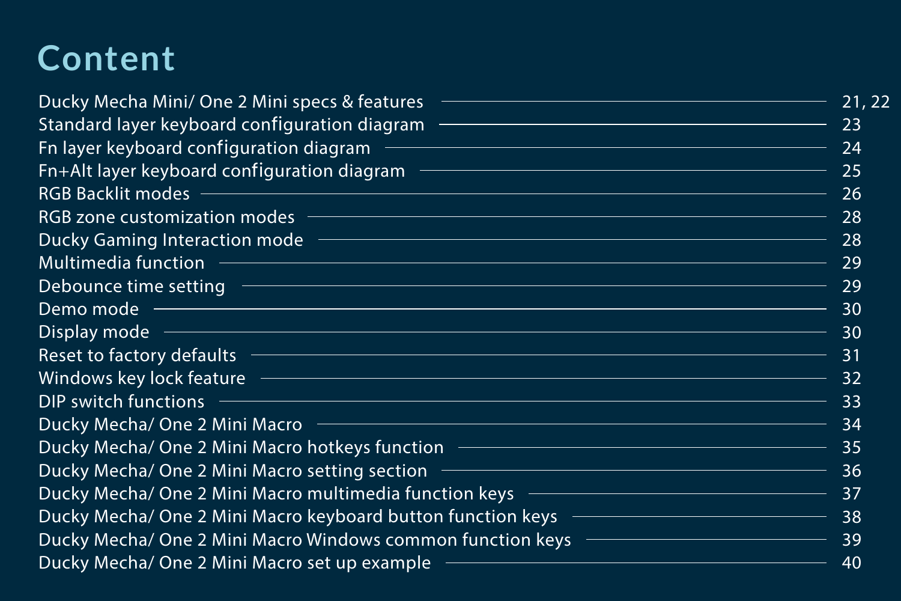# Content

| Section | Page |
| --- | --- |
| Ducky Mecha Mini/ One 2 Mini specs & features | 21, 22 |
| Standard layer keyboard configuration diagram | 23 |
| Fn layer keyboard configuration diagram | 24 |
| Fn+Alt layer keyboard configuration diagram | 25 |
| RGB Backlit modes | 26 |
| RGB zone customization modes | 28 |
| Ducky Gaming Interaction mode | 28 |
| Multimedia function | 29 |
| Debounce time setting | 29 |
| Demo mode | 30 |
| Display mode | 30 |
| Reset to factory defaults | 31 |
| Windows key lock feature | 32 |
| DIP switch functions | 33 |
| Ducky Mecha/ One 2 Mini Macro | 34 |
| Ducky Mecha/ One 2 Mini Macro hotkeys function | 35 |
| Ducky Mecha/ One 2 Mini Macro setting section | 36 |
| Ducky Mecha/ One 2 Mini Macro multimedia function keys | 37 |
| Ducky Mecha/ One 2 Mini Macro keyboard button function keys | 38 |
| Ducky Mecha/ One 2 Mini Macro Windows common function keys | 39 |
| Ducky Mecha/ One 2 Mini Macro set up example | 40 |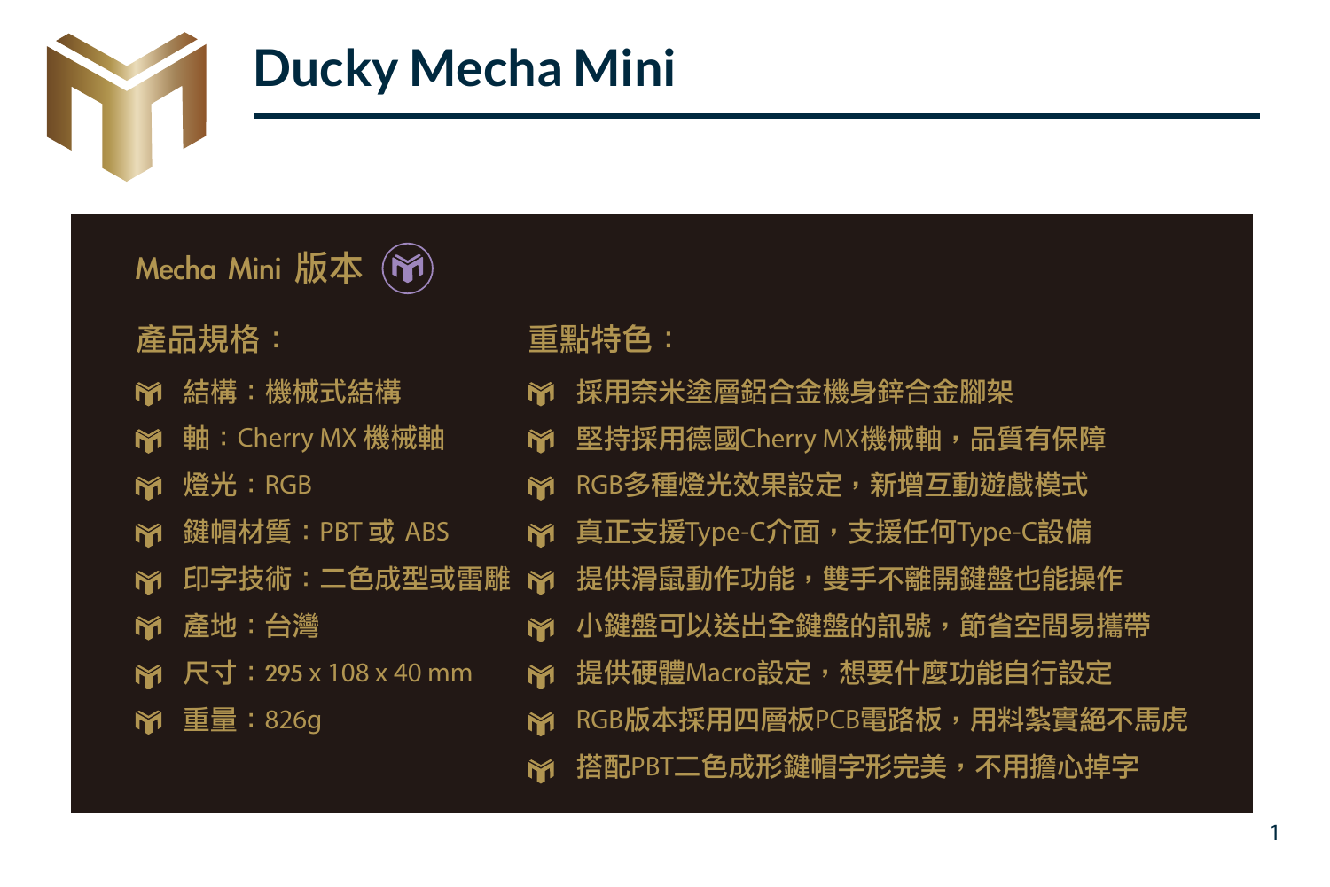# Ducky Mecha Mini

## Mecha Mini 版本

### 產品規格：

- 結構：機械式結構
- 軸：Cherry MX 機械軸
- 燈光：RGB
- 鍵帽材質：PBT 或 ABS
- 印字技術：二色成型或雷雕
- 產地：台灣
- 尺寸：295 x 108 x 40 mm
- 重量：826g

### 重點特色：

- 採用奈米塗層鋁合金機身鋅合金腳架
- 堅持採用德國Cherry MX機械軸，品質有保障
- RGB多種燈光效果設定，新增互動遊戲模式
- 真正支援Type-C介面，支援任何Type-C設備
- 提供滑鼠動作功能，雙手不離開鍵盤也能操作
- 小鍵盤可以送出全鍵盤的訊號，節省空間易攜帶
- 提供硬體Macro設定，想要什麼功能自行設定
- RGB版本採用四層板PCB電路板，用料紮實絕不馬虎
- 搭配PBT二色成形鍵帽字形完美，不用擔心掉字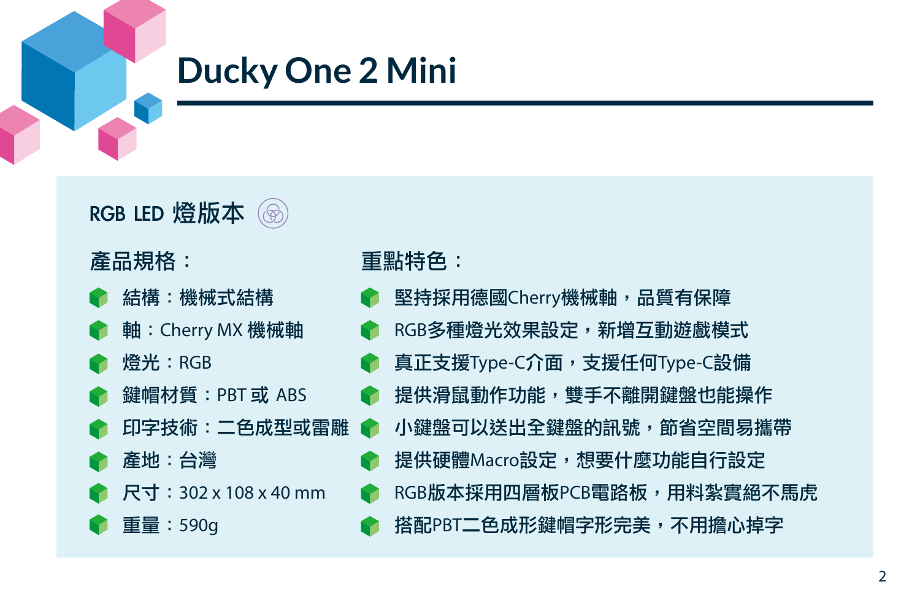# Ducky One 2 Mini

## RGB LED 燈版本

### 產品規格：

- 結構：機械式結構
- 軸：Cherry MX 機械軸
- 燈光：RGB
- 鍵帽材質：PBT 或 ABS
- 印字技術：二色成型或雷雕
- 產地：台灣
- 尺寸：302 x 108 x 40 mm
- 重量：590g

### 重點特色：

- 堅持採用德國Cherry機械軸，品質有保障
- RGB多種燈光效果設定，新增互動遊戲模式
- 真正支援Type-C介面，支援任何Type-C設備
- 提供滑鼠動作功能，雙手不離開鍵盤也能操作
- 小鍵盤可以送出全鍵盤的訊號，節省空間易攜帶
- 提供硬體Macro設定，想要什麼功能自行設定
- RGB版本採用四層板PCB電路板，用料紮實絕不馬虎
- 搭配PBT二色成形鍵帽字形完美，不用擔心掉字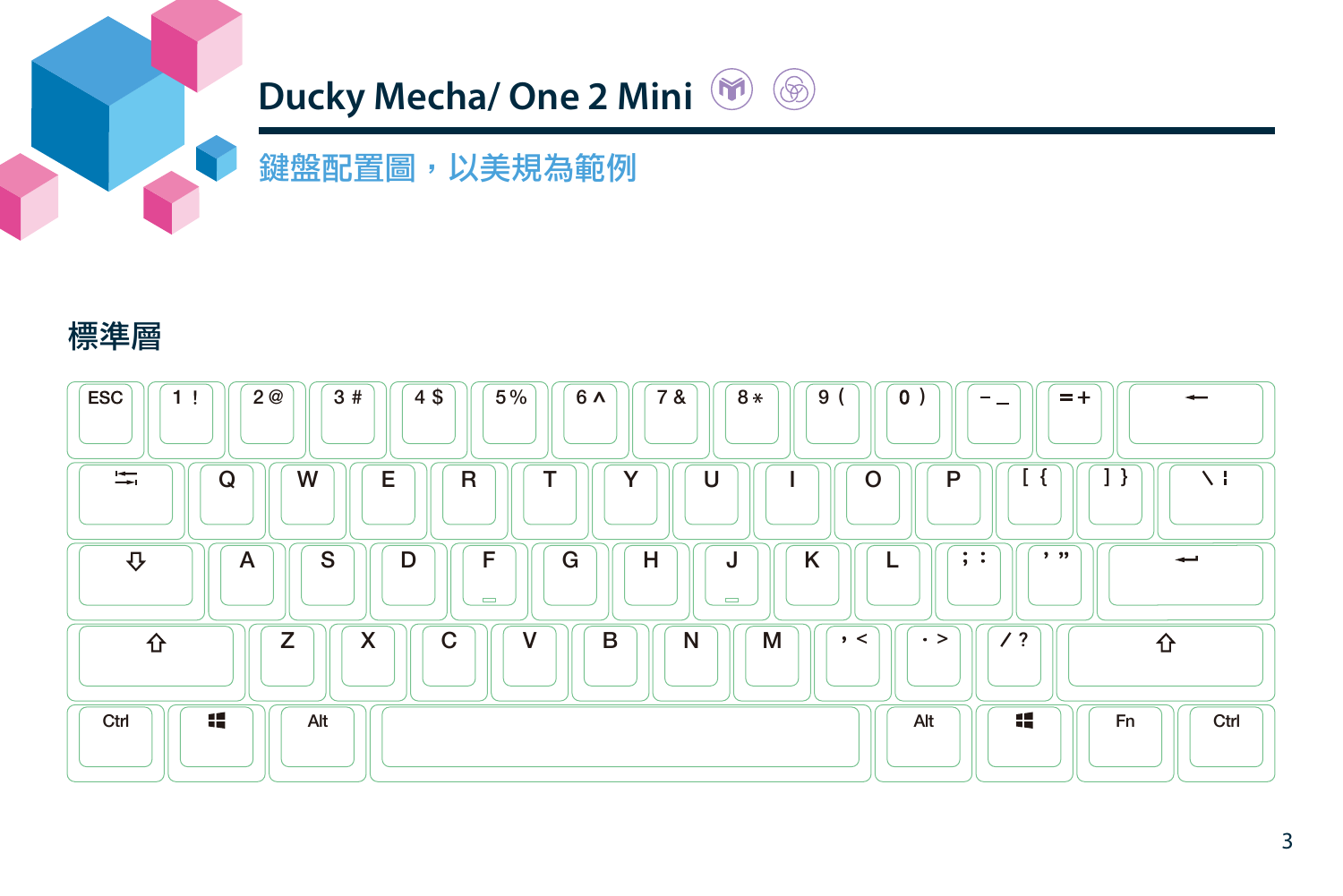# Ducky Mecha/ One 2 Mini

## 鍵盤配置圖，以美規為範例

### 標準層

| ESC | 1 ! | 2 @ | 3 # | 4 $ | 5 % | 6 ^ | 7 & | 8 * | 9 ( | 0 ) | - _ | = + | ← |
|---|---|---|---|---|---|---|---|---|---|---|---|---|---|
| Tab | Q | W | E | R | T | Y | U | I | O | P | [ { | ] } | \ \| |
| ⇩ | A | S | D | F | G | H | J | K | L | ; : | ' " | ↵ | |
| ⇧ | Z | X | C | V | B | N | M | , < | . > | / ? | ⇧ | | |
| Ctrl | Win | Alt | Space | Alt | Win | Fn | Ctrl | | | | | | |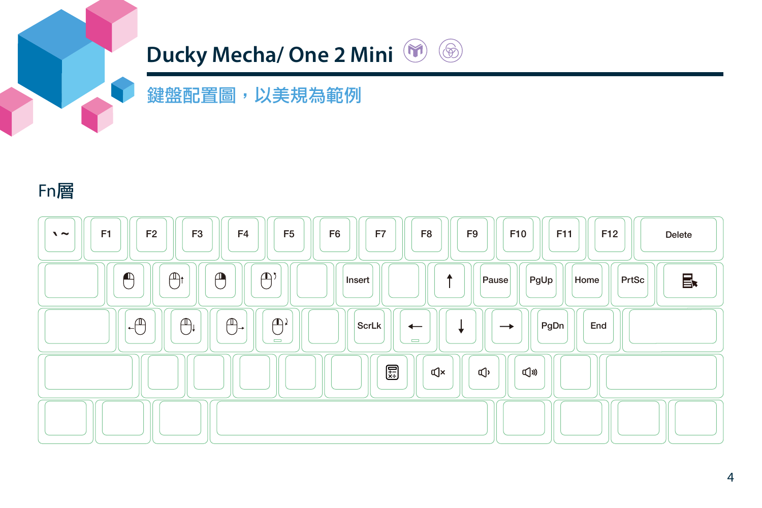# Ducky Mecha/ One 2 Mini

## 鍵盤配置圖，以美規為範例

### Fn層

| | | | | | | | | | | | | | |
|---|---|---|---|---|---|---|---|---|---|---|---|---|---|
| ` ~ | F1 | F2 | F3 | F4 | F5 | F6 | F7 | F8 | F9 | F10 | F11 | F12 | Delete |
| | | | | | | Insert | | ↑ | Pause | PgUp | Home | PrtSc | |
| | | | | | | ScrLk | ← | ↓ | → | PgDn | End | | |
| | | | | | | | | | | | | | |
| | | | | | | | | | | | | | |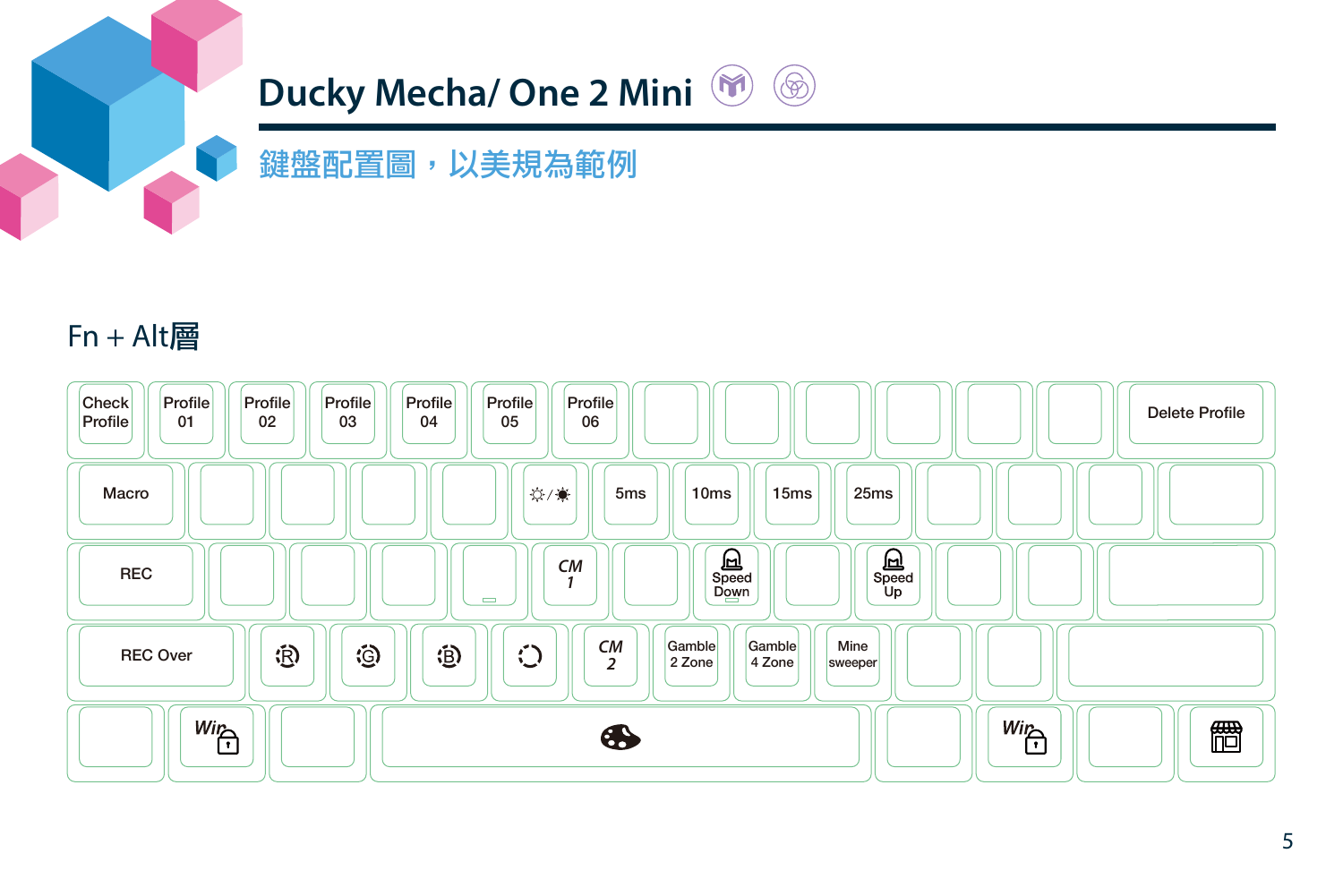# Ducky Mecha/ One 2 Mini

## 鍵盤配置圖，以美規為範例

### Fn + Alt層

| | | | | | | | | | | | | | |
|---|---|---|---|---|---|---|---|---|---|---|---|---|---|
| Check Profile | Profile 01 | Profile 02 | Profile 03 | Profile 04 | Profile 05 | Profile 06 | | | | | | | Delete Profile |
| Macro | | | | | ☼/☀ | 5ms | 10ms | 15ms | 25ms | | | | |
| REC | | | | | CM 1 | | Speed Down | | Speed Up | | | | |
| REC Over | R | G | B | | CM 2 | Gamble 2 Zone | Gamble 4 Zone | Mine sweeper | | | | | |
| | Win | | | | | | | | | Win | | | |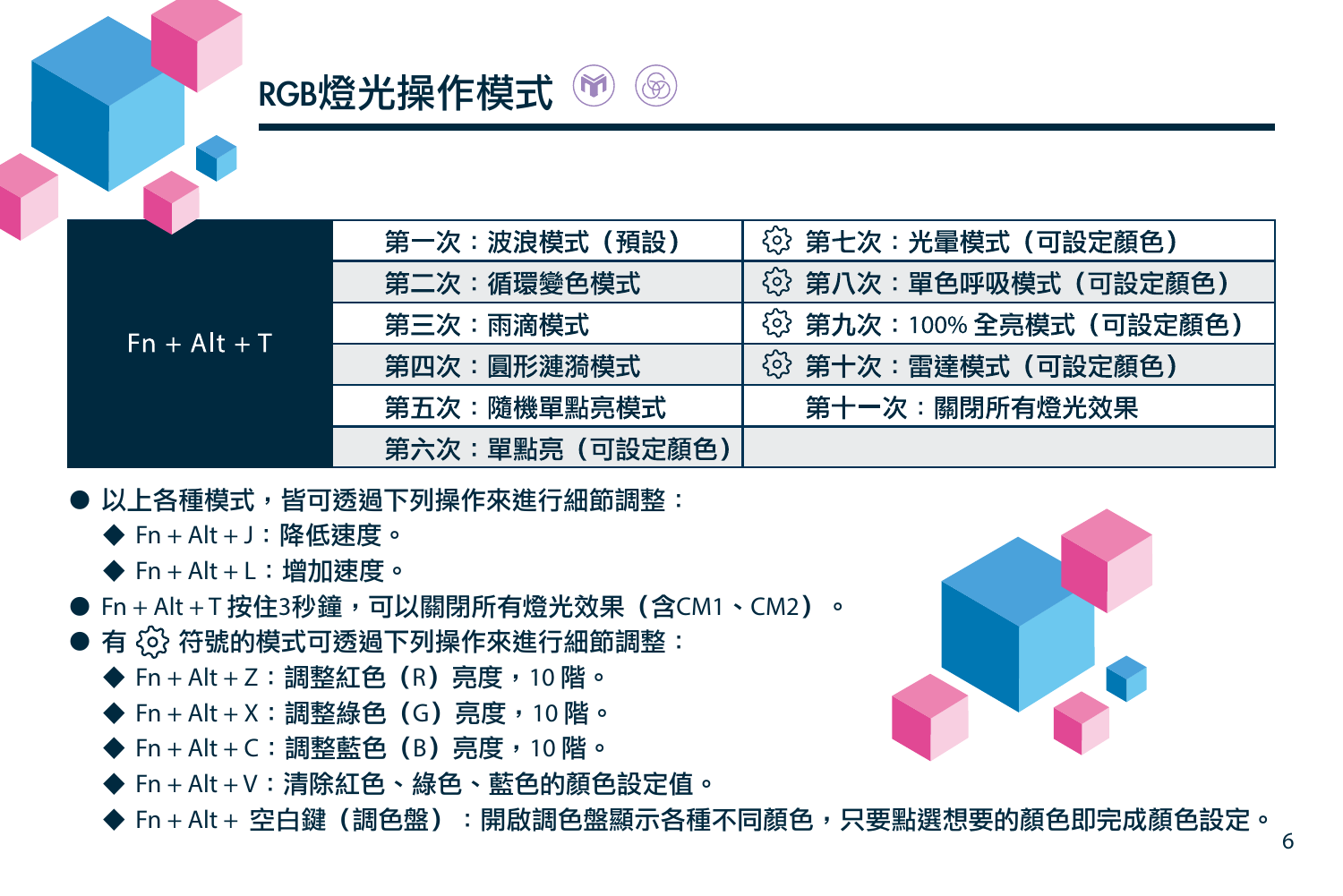# RGB燈光操作模式

| Fn + Alt + T | 第一次：波浪模式（預設） | ⚙ 第七次：光暈模式（可設定顏色） |
|---|---|---|
| | 第二次：循環變色模式 | ⚙ 第八次：單色呼吸模式（可設定顏色） |
| | 第三次：雨滴模式 | ⚙ 第九次：100% 全亮模式（可設定顏色） |
| | 第四次：圓形漣漪模式 | ⚙ 第十次：雷達模式（可設定顏色） |
| | 第五次：隨機單點亮模式 | 第十一次：關閉所有燈光效果 |
| | 第六次：單點亮（可設定顏色） | |

- 以上各種模式，皆可透過下列操作來進行細節調整：
  - Fn + Alt + J：降低速度。
  - Fn + Alt + L：增加速度。
- Fn + Alt + T 按住3秒鐘，可以關閉所有燈光效果（含CM1、CM2）。
- 有 ⚙ 符號的模式可透過下列操作來進行細節調整：
  - Fn + Alt + Z：調整紅色（R）亮度，10 階。
  - Fn + Alt + X：調整綠色（G）亮度，10 階。
  - Fn + Alt + C：調整藍色（B）亮度，10 階。
  - Fn + Alt + V：清除紅色、綠色、藍色的顏色設定值。
  - Fn + Alt + 空白鍵（調色盤）：開啟調色盤顯示各種不同顏色，只要點選想要的顏色即完成顏色設定。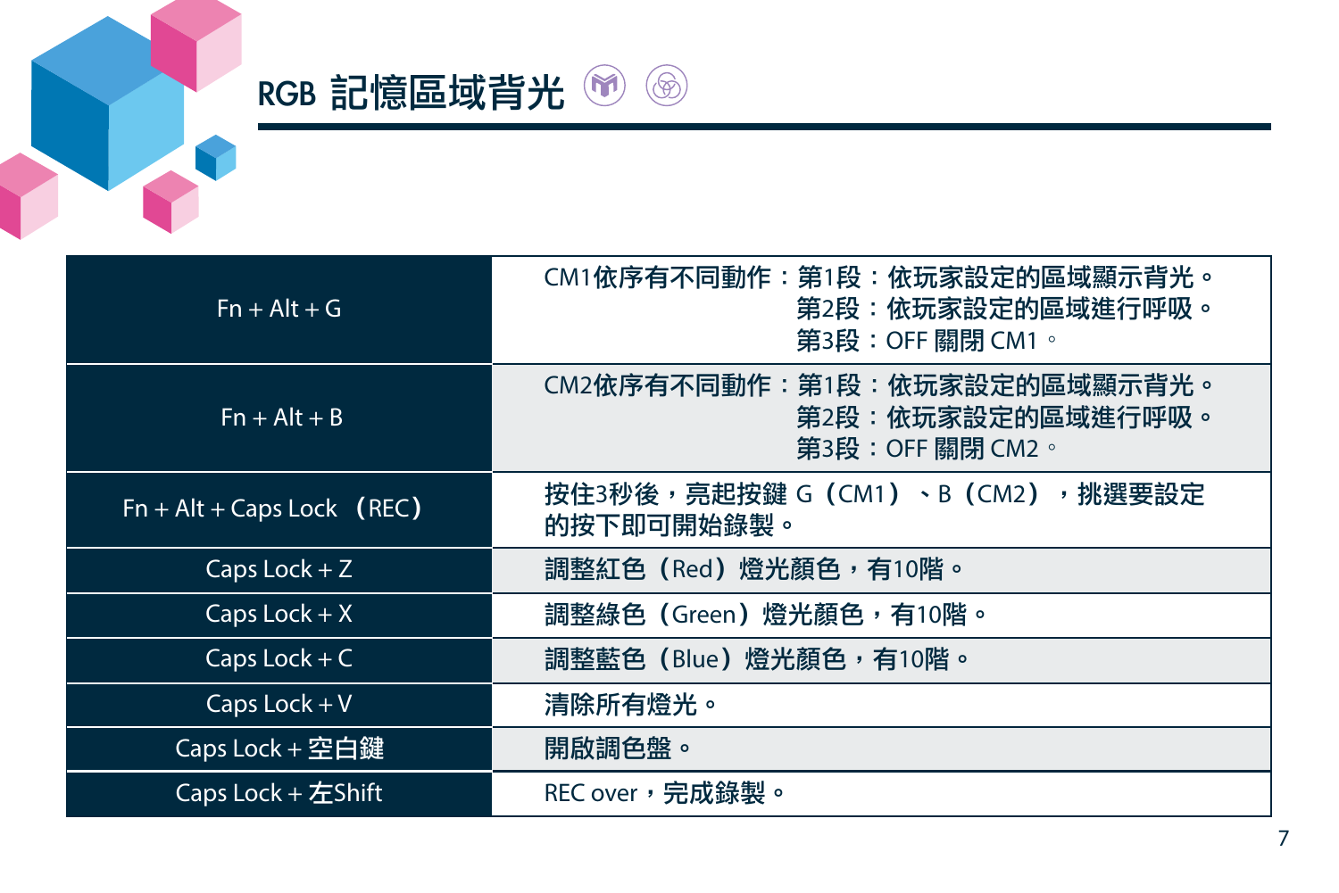## RGB 記憶區域背光

| | |
|---|---|
| Fn + Alt + G | CM1依序有不同動作：第1段：依玩家設定的區域顯示背光。<br>第2段：依玩家設定的區域進行呼吸。<br>第3段：OFF 關閉 CM1。 |
| Fn + Alt + B | CM2依序有不同動作：第1段：依玩家設定的區域顯示背光。<br>第2段：依玩家設定的區域進行呼吸。<br>第3段：OFF 關閉 CM2。 |
| Fn + Alt + Caps Lock （REC） | 按住3秒後，亮起按鍵 G（CM1）、B（CM2），挑選要設定的按下即可開始錄製。 |
| Caps Lock + Z | 調整紅色（Red）燈光顏色，有10階。 |
| Caps Lock + X | 調整綠色（Green）燈光顏色，有10階。 |
| Caps Lock + C | 調整藍色（Blue）燈光顏色，有10階。 |
| Caps Lock + V | 清除所有燈光。 |
| Caps Lock + 空白鍵 | 開啟調色盤。 |
| Caps Lock + 左Shift | REC over，完成錄製。 |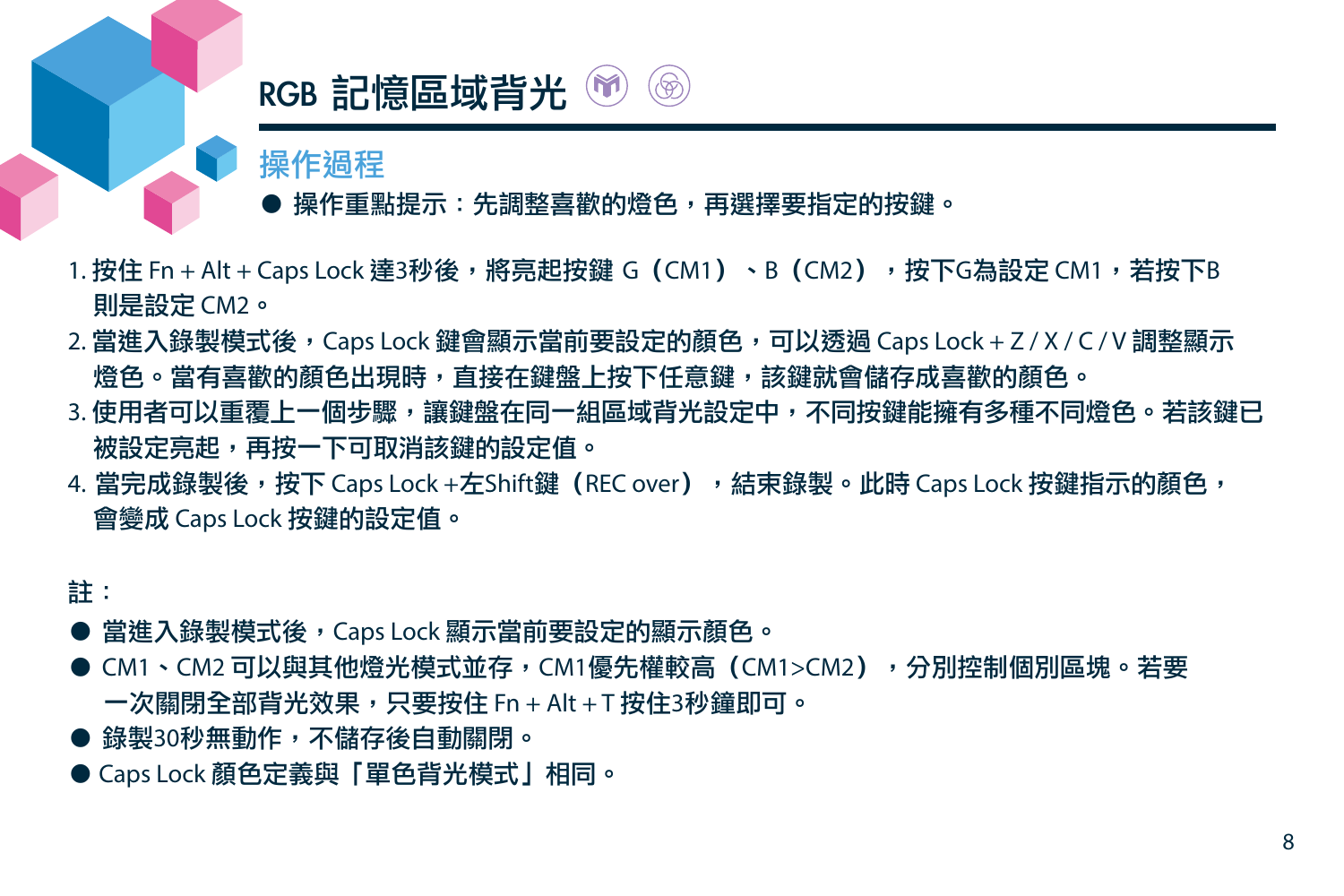# RGB 記憶區域背光

## 操作過程

● 操作重點提示：先調整喜歡的燈色，再選擇要指定的按鍵。

1. 按住 Fn + Alt + Caps Lock 達3秒後，將亮起按鍵 G（CM1）、B（CM2），按下G為設定 CM1，若按下B則是設定 CM2。
2. 當進入錄製模式後，Caps Lock 鍵會顯示當前要設定的顏色，可以透過 Caps Lock + Z / X / C / V 調整顯示燈色。當有喜歡的顏色出現時，直接在鍵盤上按下任意鍵，該鍵就會儲存成喜歡的顏色。
3. 使用者可以重覆上一個步驟，讓鍵盤在同一組區域背光設定中，不同按鍵能擁有多種不同燈色。若該鍵已被設定亮起，再按一下可取消該鍵的設定值。
4. 當完成錄製後，按下 Caps Lock +左Shift鍵（REC over），結束錄製。此時 Caps Lock 按鍵指示的顏色，會變成 Caps Lock 按鍵的設定值。

註：

- 當進入錄製模式後，Caps Lock 顯示當前要設定的顯示顏色。
- CM1、CM2 可以與其他燈光模式並存，CM1優先權較高（CM1>CM2），分別控制個別區塊。若要一次關閉全部背光效果，只要按住 Fn + Alt + T 按住3秒鐘即可。
- 錄製30秒無動作，不儲存後自動關閉。
- Caps Lock 顏色定義與「單色背光模式」相同。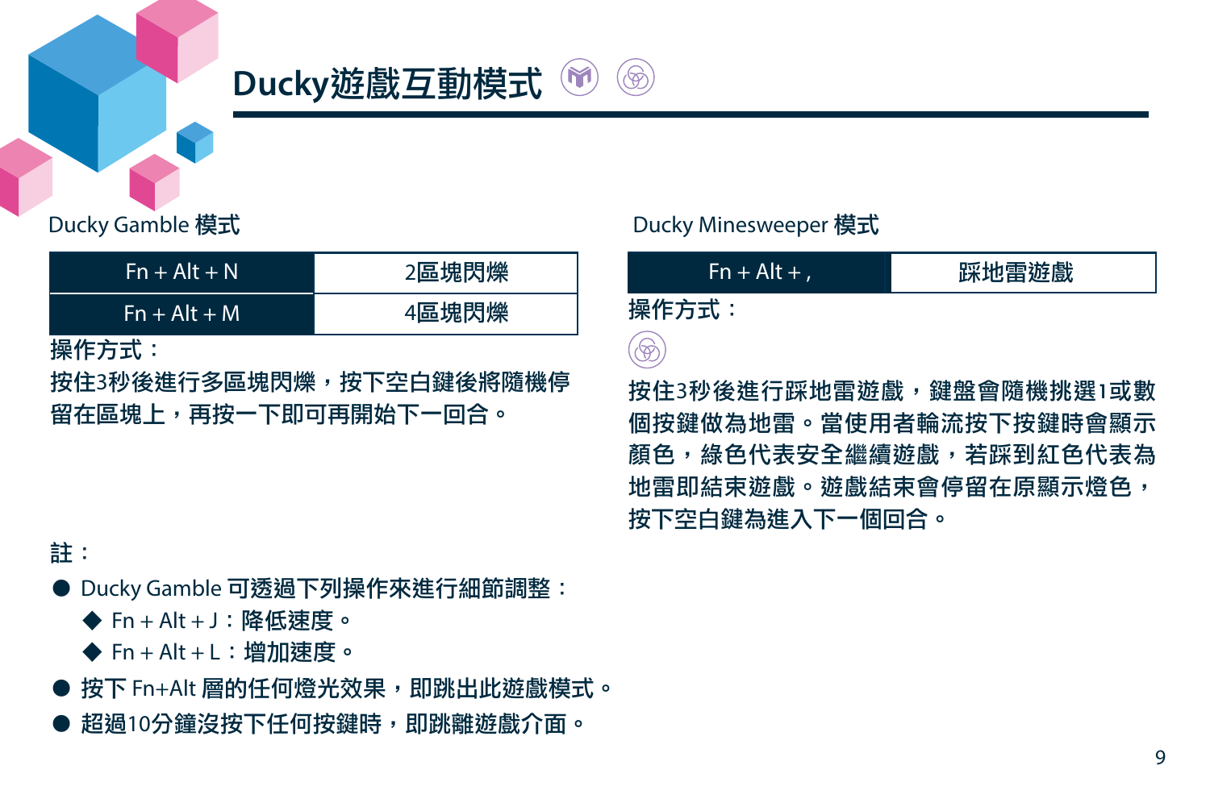# Ducky遊戲互動模式

## Ducky Gamble 模式

| Fn + Alt + N | 2區塊閃爍 |
|---|---|
| Fn + Alt + M | 4區塊閃爍 |

操作方式：

按住3秒後進行多區塊閃爍，按下空白鍵後將隨機停留在區塊上，再按一下即可再開始下一回合。

## Ducky Minesweeper 模式

| Fn + Alt + , | 踩地雷遊戲 |
|---|---|

操作方式：

按住3秒後進行踩地雷遊戲，鍵盤會隨機挑選1或數個按鍵做為地雷。當使用者輪流按下按鍵時會顯示顏色，綠色代表安全繼續遊戲，若踩到紅色代表為地雷即結束遊戲。遊戲結束會停留在原顯示燈色，按下空白鍵為進入下一個回合。

註：

- Ducky Gamble 可透過下列操作來進行細節調整：
  - Fn + Alt + J：降低速度。
  - Fn + Alt + L：增加速度。
- 按下 Fn+Alt 層的任何燈光效果，即跳出此遊戲模式。
- 超過10分鐘沒按下任何按鍵時，即跳離遊戲介面。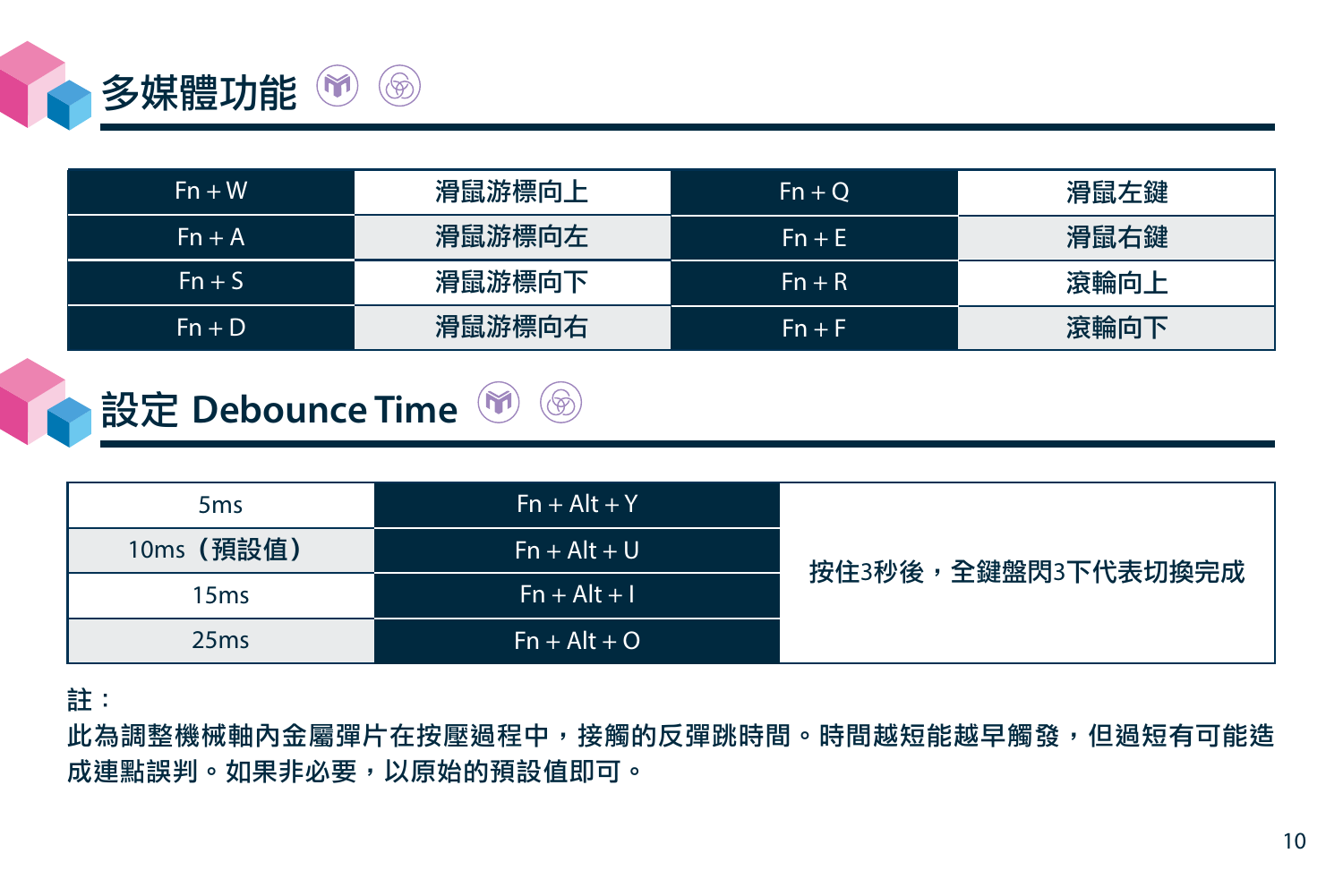## 多媒體功能

| Fn + W | 滑鼠游標向上 | Fn + Q | 滑鼠左鍵 |
|---|---|---|---|
| Fn + A | 滑鼠游標向左 | Fn + E | 滑鼠右鍵 |
| Fn + S | 滑鼠游標向下 | Fn + R | 滾輪向上 |
| Fn + D | 滑鼠游標向右 | Fn + F | 滾輪向下 |

## 設定 Debounce Time

| 5ms | Fn + Alt + Y | 按住3秒後，全鍵盤閃3下代表切換完成 |
|---|---|---|
| 10ms（預設值） | Fn + Alt + U | |
| 15ms | Fn + Alt + I | |
| 25ms | Fn + Alt + O | |

**註：**

**此為調整機械軸內金屬彈片在按壓過程中，接觸的反彈跳時間。時間越短能越早觸發，但過短有可能造成連點誤判。如果非必要，以原始的預設值即可。**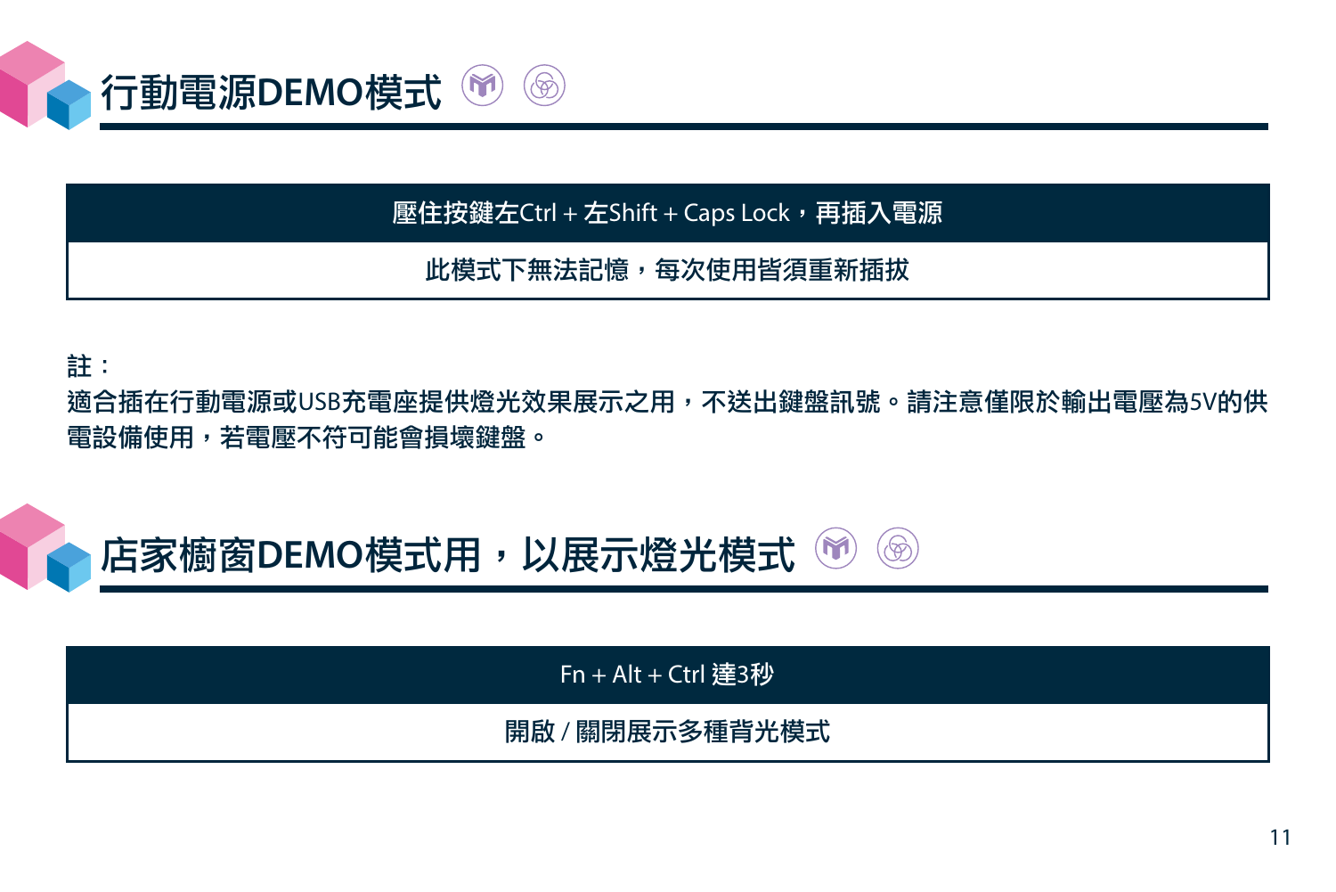## 行動電源DEMO模式

| 壓住按鍵左Ctrl + 左Shift + Caps Lock，再插入電源 |
| --- |
| 此模式下無法記憶，每次使用皆須重新插拔 |

註：
適合插在行動電源或USB充電座提供燈光效果展示之用，不送出鍵盤訊號。請注意僅限於輸出電壓為5V的供電設備使用，若電壓不符可能會損壞鍵盤。

## 店家櫥窗DEMO模式用，以展示燈光模式

| Fn + Alt + Ctrl 達3秒 |
| --- |
| 開啟 / 關閉展示多種背光模式 |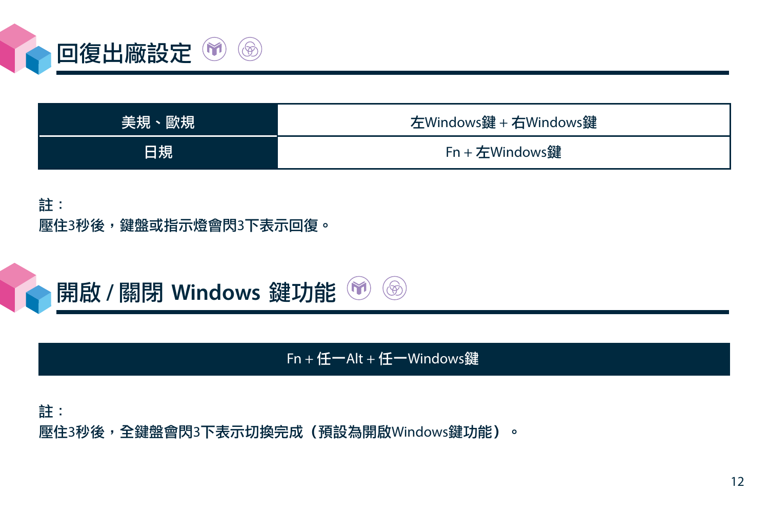## 回復出廠設定

| 美規、歐規 | 左Windows鍵 + 右Windows鍵 |
|---|---|
| 日規 | Fn + 左Windows鍵 |

**註：**
壓住3秒後，鍵盤或指示燈會閃3下表示回復。

## 開啟 / 關閉 Windows 鍵功能

| Fn + 任一Alt + 任一Windows鍵 |
|---|

**註：**
壓住3秒後，全鍵盤會閃3下表示切換完成（預設為開啟Windows鍵功能）。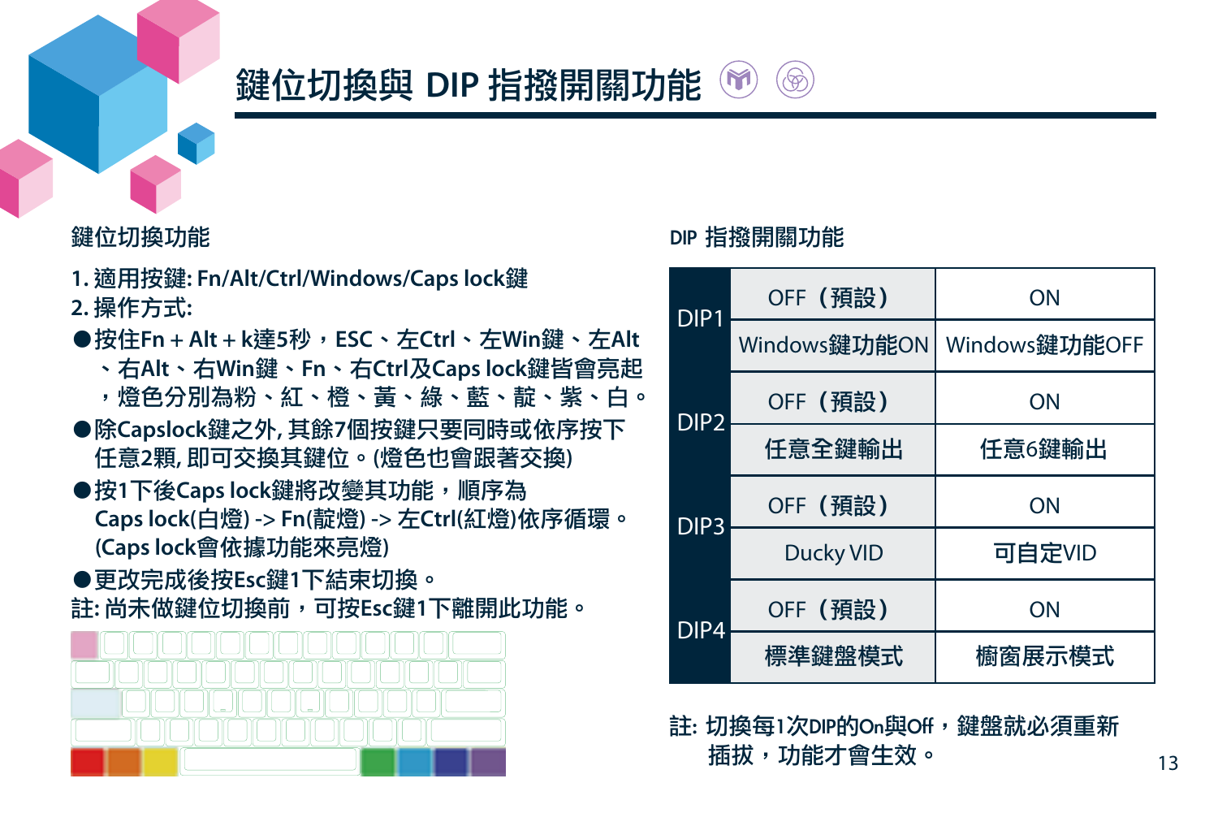# 鍵位切換與 DIP 指撥開關功能

## 鍵位切換功能

1. 適用按鍵: Fn/Alt/Ctrl/Windows/Caps lock鍵
2. 操作方式:

●按住Fn + Alt + k達5秒，ESC、左Ctrl、左Win鍵、左Alt、右Alt、右Win鍵、Fn、右Ctrl及Caps lock鍵皆會亮起，燈色分別為粉、紅、橙、黃、綠、藍、靛、紫、白。

●除Capslock鍵之外, 其餘7個按鍵只要同時或依序按下任意2顆, 即可交換其鍵位。(燈色也會跟著交換)

●按1下後Caps lock鍵將改變其功能，順序為Caps lock(白燈) -> Fn(靛燈) -> 左Ctrl(紅燈)依序循環。(Caps lock會依據功能來亮燈)

●更改完成後按Esc鍵1下結束切換。

註: 尚未做鍵位切換前，可按Esc鍵1下離開此功能。

## DIP 指撥開關功能

| | | |
|---|---|---|
| DIP1 | OFF（預設） | ON |
| | Windows鍵功能ON | Windows鍵功能OFF |
| DIP2 | OFF（預設） | ON |
| | 任意全鍵輸出 | 任意6鍵輸出 |
| DIP3 | OFF（預設） | ON |
| | Ducky VID | 可自定VID |
| DIP4 | OFF（預設） | ON |
| | 標準鍵盤模式 | 櫥窗展示模式 |

註: 切換每1次DIP的On與Off，鍵盤就必須重新插拔，功能才會生效。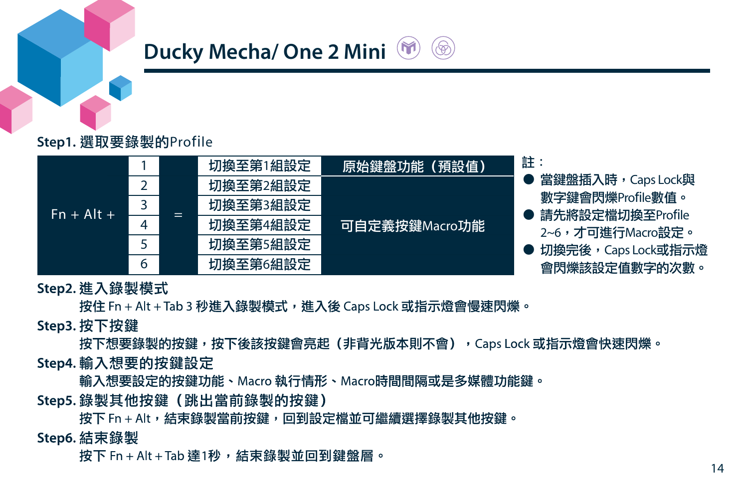# Ducky Mecha/ One 2 Mini

**Step1.** 選取要錄製的Profile

| | | | | |
|---|---|---|---|---|
| Fn + Alt + | 1 | = | 切換至第1組設定 | 原始鍵盤功能（預設值） |
| | 2 | | 切換至第2組設定 | 可自定義按鍵Macro功能 |
| | 3 | | 切換至第3組設定 | |
| | 4 | | 切換至第4組設定 | |
| | 5 | | 切換至第5組設定 | |
| | 6 | | 切換至第6組設定 | |

註：

- 當鍵盤插入時，Caps Lock與數字鍵會閃爍Profile數值。
- 請先將設定檔切換至Profile 2~6，才可進行Macro設定。
- 切換完後，Caps Lock或指示燈會閃爍該設定值數字的次數。

**Step2.** 進入錄製模式

按住 Fn + Alt + Tab 3 秒進入錄製模式，進入後 Caps Lock 或指示燈會慢速閃爍。

**Step3.** 按下按鍵

按下想要錄製的按鍵，按下後該按鍵會亮起（非背光版本則不會），Caps Lock 或指示燈會快速閃爍。

**Step4.** 輸入想要的按鍵設定

輸入想要設定的按鍵功能、Macro 執行情形、Macro時間間隔或是多媒體功能鍵。

**Step5.** 錄製其他按鍵（跳出當前錄製的按鍵）

按下 Fn + Alt，結束錄製當前按鍵，回到設定檔並可繼續選擇錄製其他按鍵。

**Step6.** 結束錄製

按下 Fn + Alt + Tab 達1秒，結束錄製並回到鍵盤層。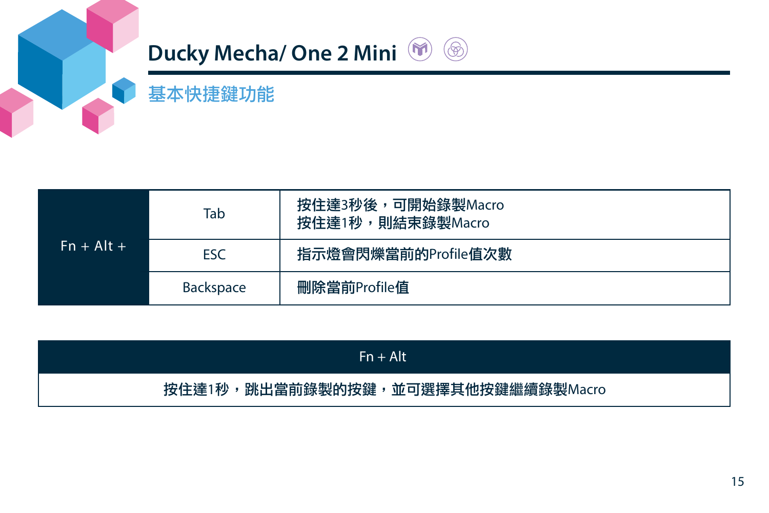# Ducky Mecha/ One 2 Mini

## 基本快捷鍵功能

| | | |
|---|---|---|
| Fn + Alt + | Tab | 按住達3秒後，可開始錄製Macro<br>按住達1秒，則結束錄製Macro |
| | ESC | 指示燈會閃爍當前的Profile值次數 |
| | Backspace | 刪除當前Profile值 |

| Fn + Alt |
|---|
| 按住達1秒，跳出當前錄製的按鍵，並可選擇其他按鍵繼續錄製Macro |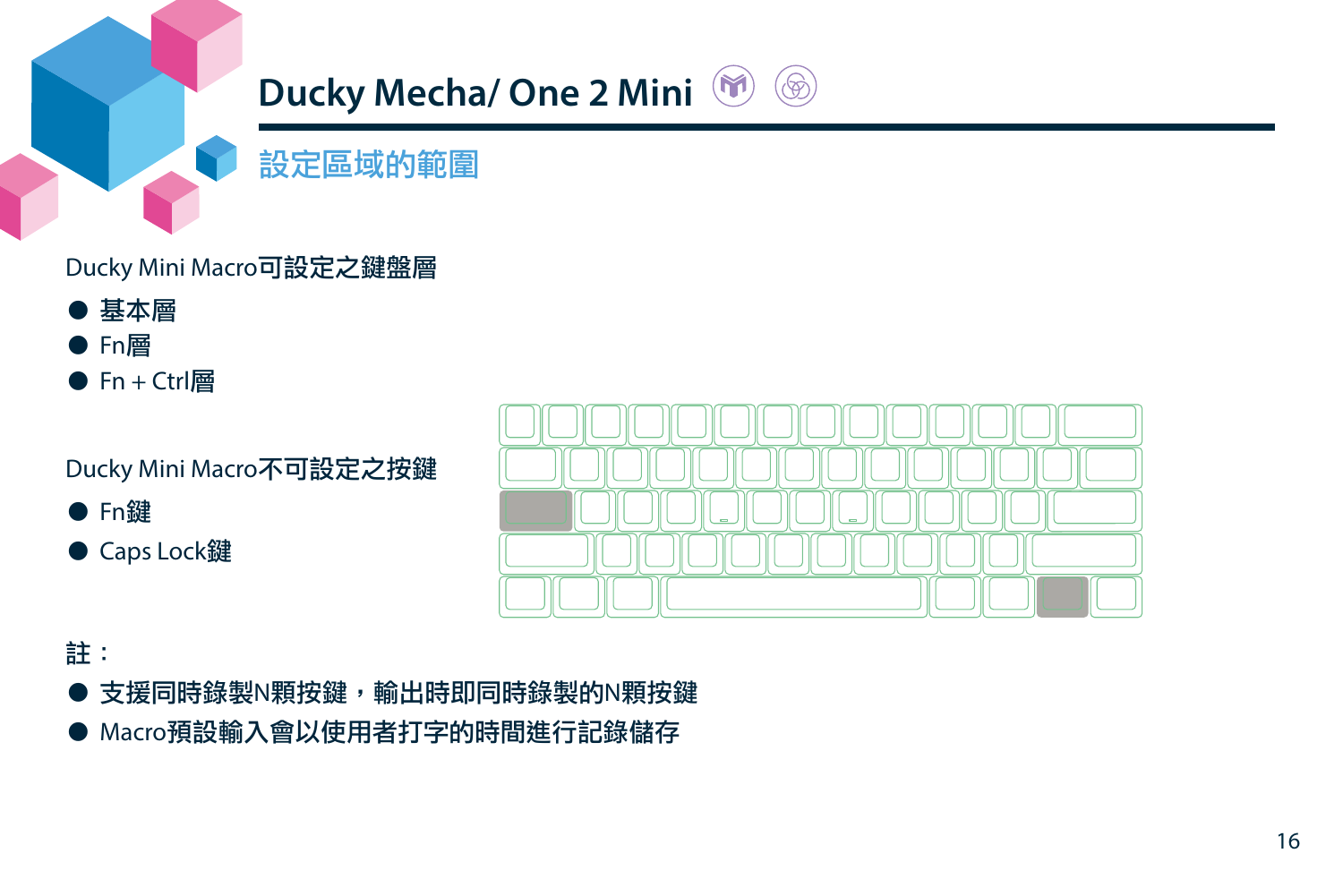# Ducky Mecha/ One 2 Mini

## 設定區域的範圍

Ducky Mini Macro可設定之鍵盤層

- 基本層
- Fn層
- Fn + Ctrl層

Ducky Mini Macro不可設定之按鍵

- Fn鍵
- Caps Lock鍵

註：

- 支援同時錄製N顆按鍵，輸出時即同時錄製的N顆按鍵
- Macro預設輸入會以使用者打字的時間進行記錄儲存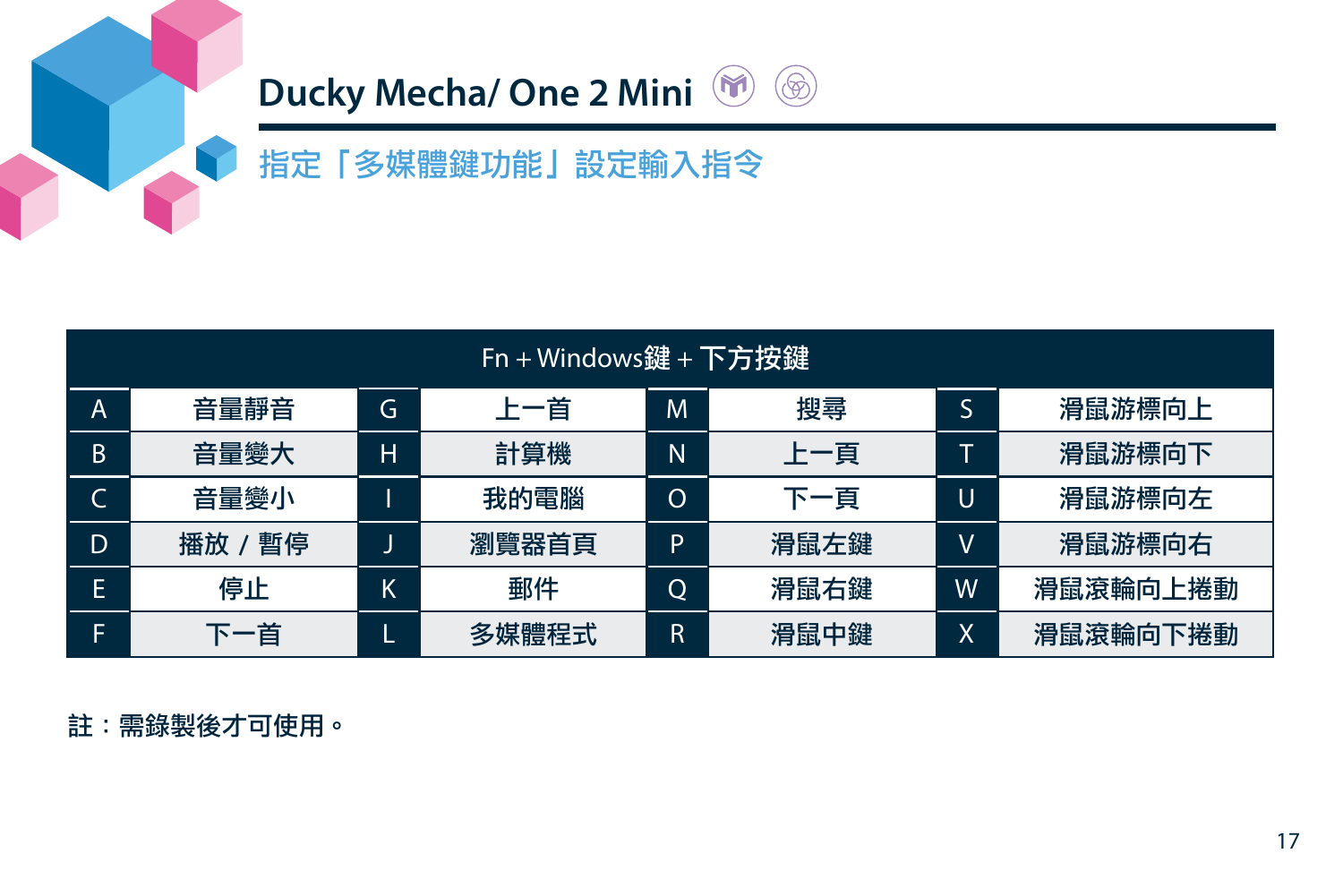# Ducky Mecha/ One 2 Mini

## 指定「多媒體鍵功能」設定輸入指令

| Fn + Windows鍵 + 下方按鍵 | | | | | | | |
|---|---|---|---|---|---|---|---|
| A | 音量靜音 | G | 上一首 | M | 搜尋 | S | 滑鼠游標向上 |
| B | 音量變大 | H | 計算機 | N | 上一頁 | T | 滑鼠游標向下 |
| C | 音量變小 | I | 我的電腦 | O | 下一頁 | U | 滑鼠游標向左 |
| D | 播放 / 暫停 | J | 瀏覽器首頁 | P | 滑鼠左鍵 | V | 滑鼠游標向右 |
| E | 停止 | K | 郵件 | Q | 滑鼠右鍵 | W | 滑鼠滾輪向上捲動 |
| F | 下一首 | L | 多媒體程式 | R | 滑鼠中鍵 | X | 滑鼠滾輪向下捲動 |

註：需錄製後才可使用。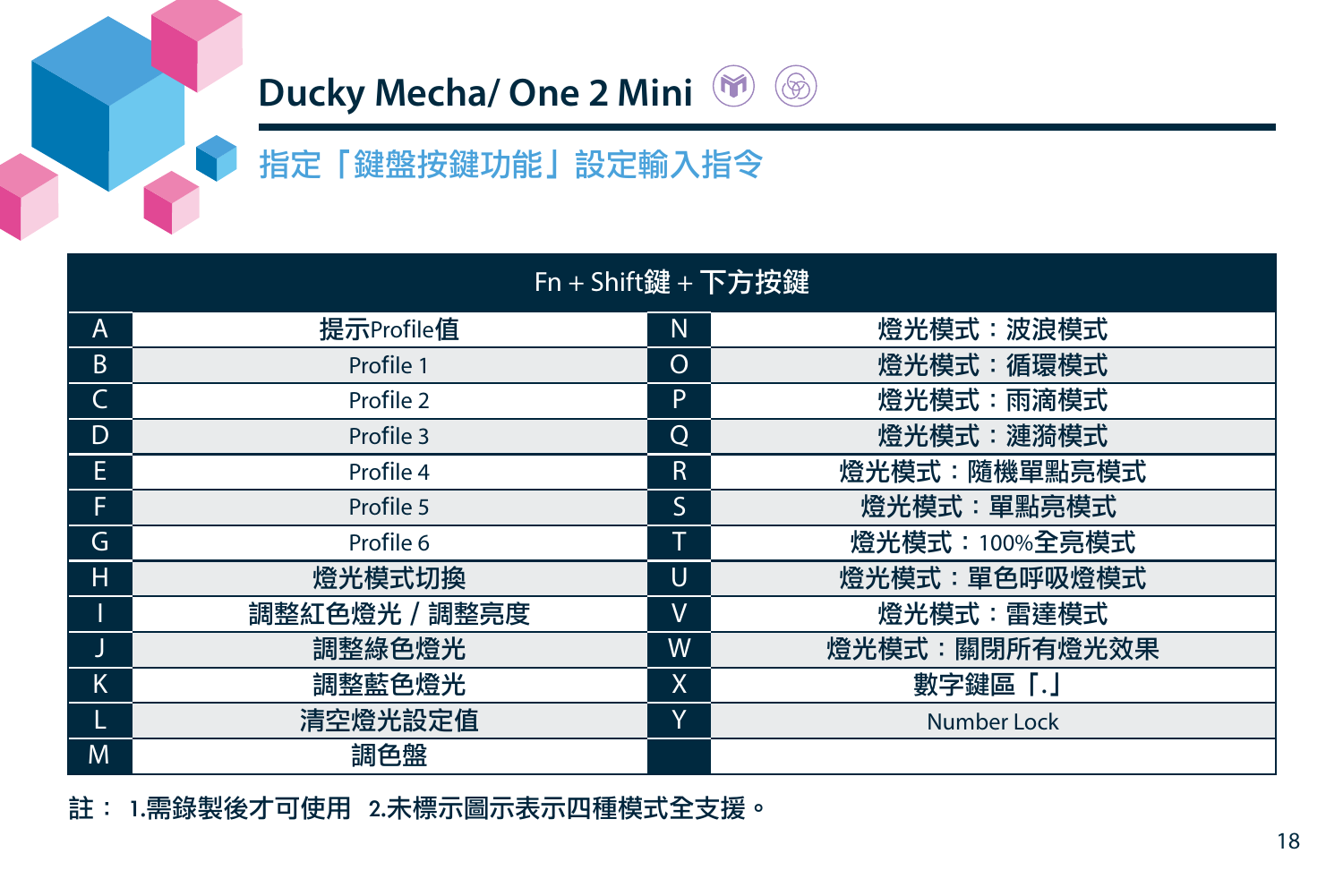# Ducky Mecha/ One 2 Mini

## 指定「鍵盤按鍵功能」設定輸入指令

| Fn + Shift鍵 + 下方按鍵 | | | |
|---|---|---|---|
| A | 提示Profile值 | N | 燈光模式：波浪模式 |
| B | Profile 1 | O | 燈光模式：循環模式 |
| C | Profile 2 | P | 燈光模式：雨滴模式 |
| D | Profile 3 | Q | 燈光模式：漣漪模式 |
| E | Profile 4 | R | 燈光模式：隨機單點亮模式 |
| F | Profile 5 | S | 燈光模式：單點亮模式 |
| G | Profile 6 | T | 燈光模式：100%全亮模式 |
| H | 燈光模式切換 | U | 燈光模式：單色呼吸燈模式 |
| I | 調整紅色燈光 / 調整亮度 | V | 燈光模式：雷達模式 |
| J | 調整綠色燈光 | W | 燈光模式：關閉所有燈光效果 |
| K | 調整藍色燈光 | X | 數字鍵區「.」 |
| L | 清空燈光設定值 | Y | Number Lock |
| M | 調色盤 | | |

註： 1.需錄製後才可使用 2.未標示圖示表示四種模式全支援。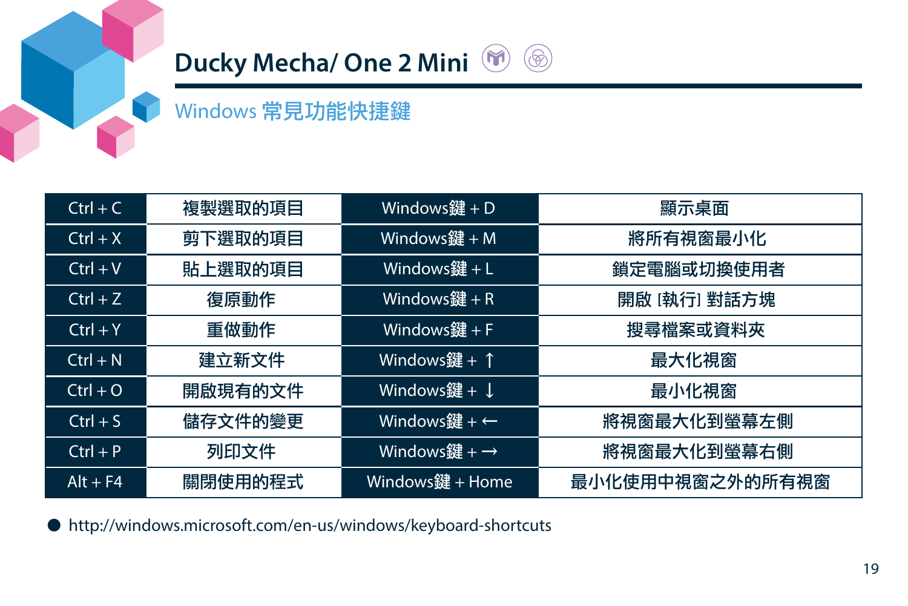# Ducky Mecha/ One 2 Mini

## Windows 常見功能快捷鍵

| Ctrl + C | 複製選取的項目 | Windows鍵 + D | 顯示桌面 |
|---|---|---|---|
| Ctrl + X | 剪下選取的項目 | Windows鍵 + M | 將所有視窗最小化 |
| Ctrl + V | 貼上選取的項目 | Windows鍵 + L | 鎖定電腦或切換使用者 |
| Ctrl + Z | 復原動作 | Windows鍵 + R | 開啟 [執行] 對話方塊 |
| Ctrl + Y | 重做動作 | Windows鍵 + F | 搜尋檔案或資料夾 |
| Ctrl + N | 建立新文件 | Windows鍵 + ↑ | 最大化視窗 |
| Ctrl + O | 開啟現有的文件 | Windows鍵 + ↓ | 最小化視窗 |
| Ctrl + S | 儲存文件的變更 | Windows鍵 + ← | 將視窗最大化到螢幕左側 |
| Ctrl + P | 列印文件 | Windows鍵 + → | 將視窗最大化到螢幕右側 |
| Alt + F4 | 關閉使用的程式 | Windows鍵 + Home | 最小化使用中視窗之外的所有視窗 |

- http://windows.microsoft.com/en-us/windows/keyboard-shortcuts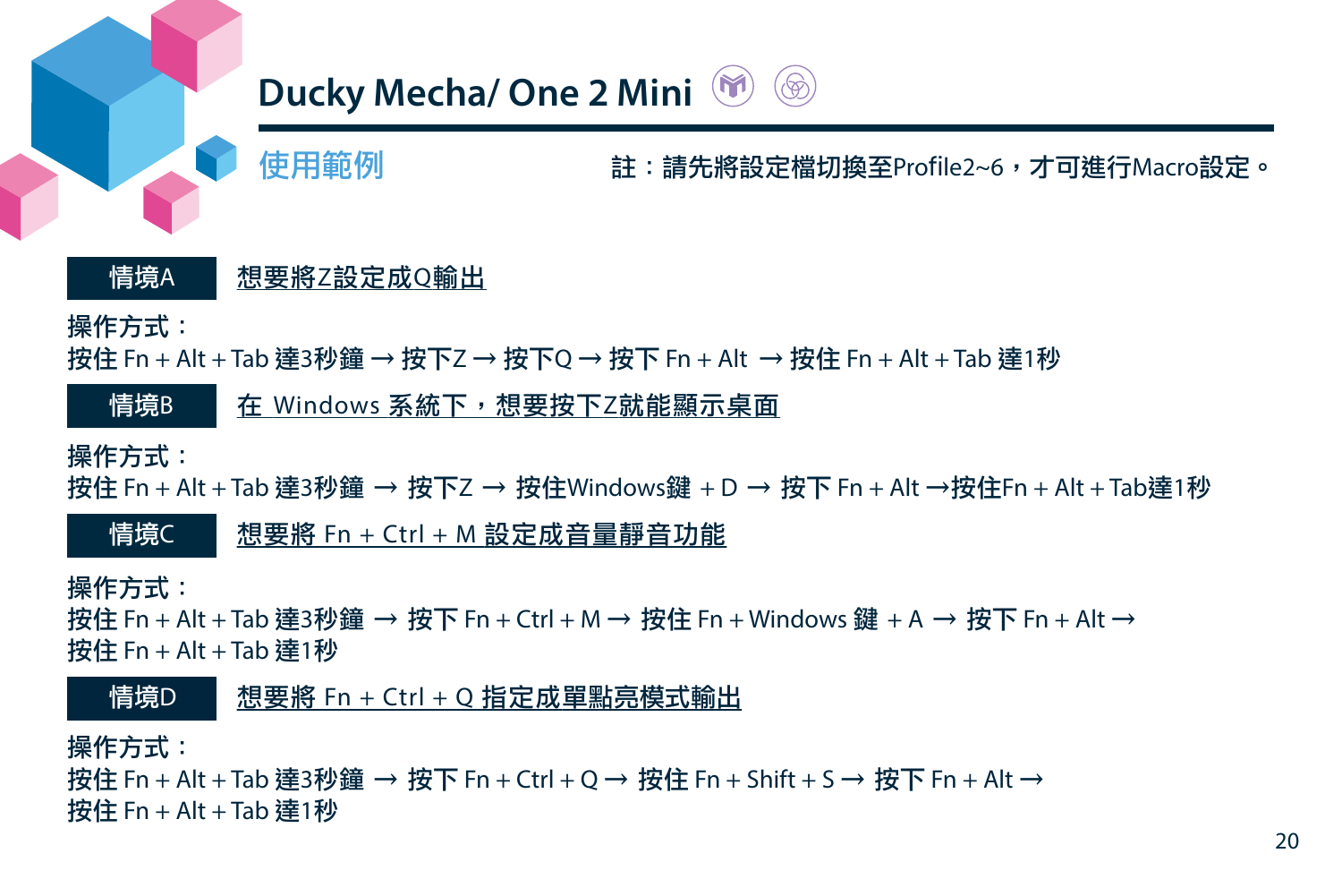# Ducky Mecha/ One 2 Mini

## 使用範例

註：請先將設定檔切換至Profile2~6，才可進行Macro設定。

**情境A** 想要將Z設定成Q輸出

操作方式：
按住 Fn + Alt + Tab 達3秒鐘 → 按下Z → 按下Q → 按下 Fn + Alt → 按住 Fn + Alt + Tab 達1秒

**情境B** 在 Windows 系統下，想要按下Z就能顯示桌面

操作方式：
按住 Fn + Alt + Tab 達3秒鐘 → 按下Z → 按住Windows鍵 + D → 按下 Fn + Alt →按住Fn + Alt + Tab達1秒

**情境C** 想要將 Fn + Ctrl + M 設定成音量靜音功能

操作方式：
按住 Fn + Alt + Tab 達3秒鐘 → 按下 Fn + Ctrl + M → 按住 Fn + Windows 鍵 + A → 按下 Fn + Alt →
按住 Fn + Alt + Tab 達1秒

**情境D** 想要將 Fn + Ctrl + Q 指定成單點亮模式輸出

操作方式：
按住 Fn + Alt + Tab 達3秒鐘 → 按下 Fn + Ctrl + Q → 按住 Fn + Shift + S → 按下 Fn + Alt →
按住 Fn + Alt + Tab 達1秒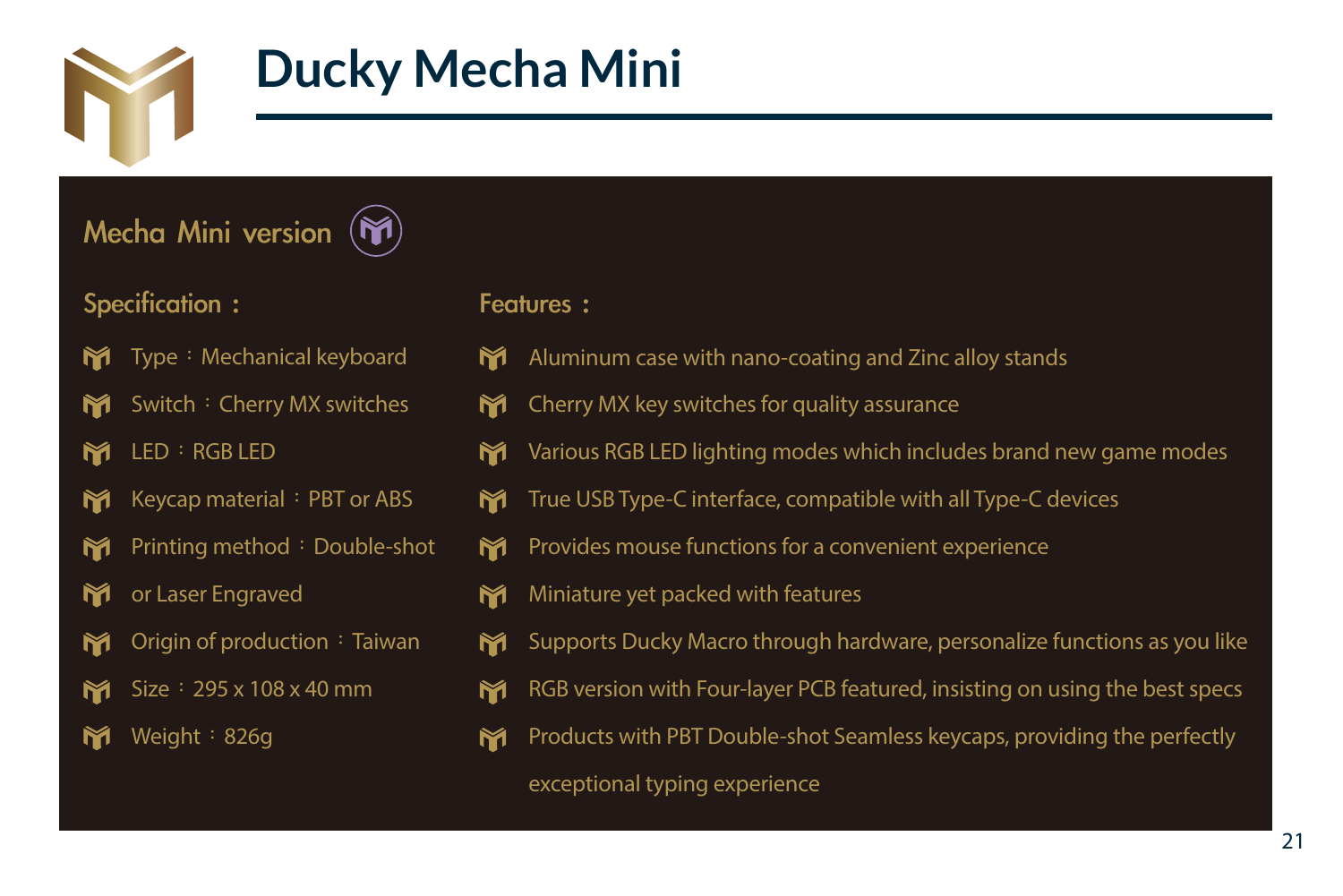# Ducky Mecha Mini

## Mecha Mini version

### Specification：

- Type：Mechanical keyboard
- Switch：Cherry MX switches
- LED：RGB LED
- Keycap material：PBT or ABS
- Printing method：Double-shot
- or Laser Engraved
- Origin of production：Taiwan
- Size：295 x 108 x 40 mm
- Weight：826g

### Features：

- Aluminum case with nano-coating and Zinc alloy stands
- Cherry MX key switches for quality assurance
- Various RGB LED lighting modes which includes brand new game modes
- True USB Type-C interface, compatible with all Type-C devices
- Provides mouse functions for a convenient experience
- Miniature yet packed with features
- Supports Ducky Macro through hardware, personalize functions as you like
- RGB version with Four-layer PCB featured, insisting on using the best specs
- Products with PBT Double-shot Seamless keycaps, providing the perfectly exceptional typing experience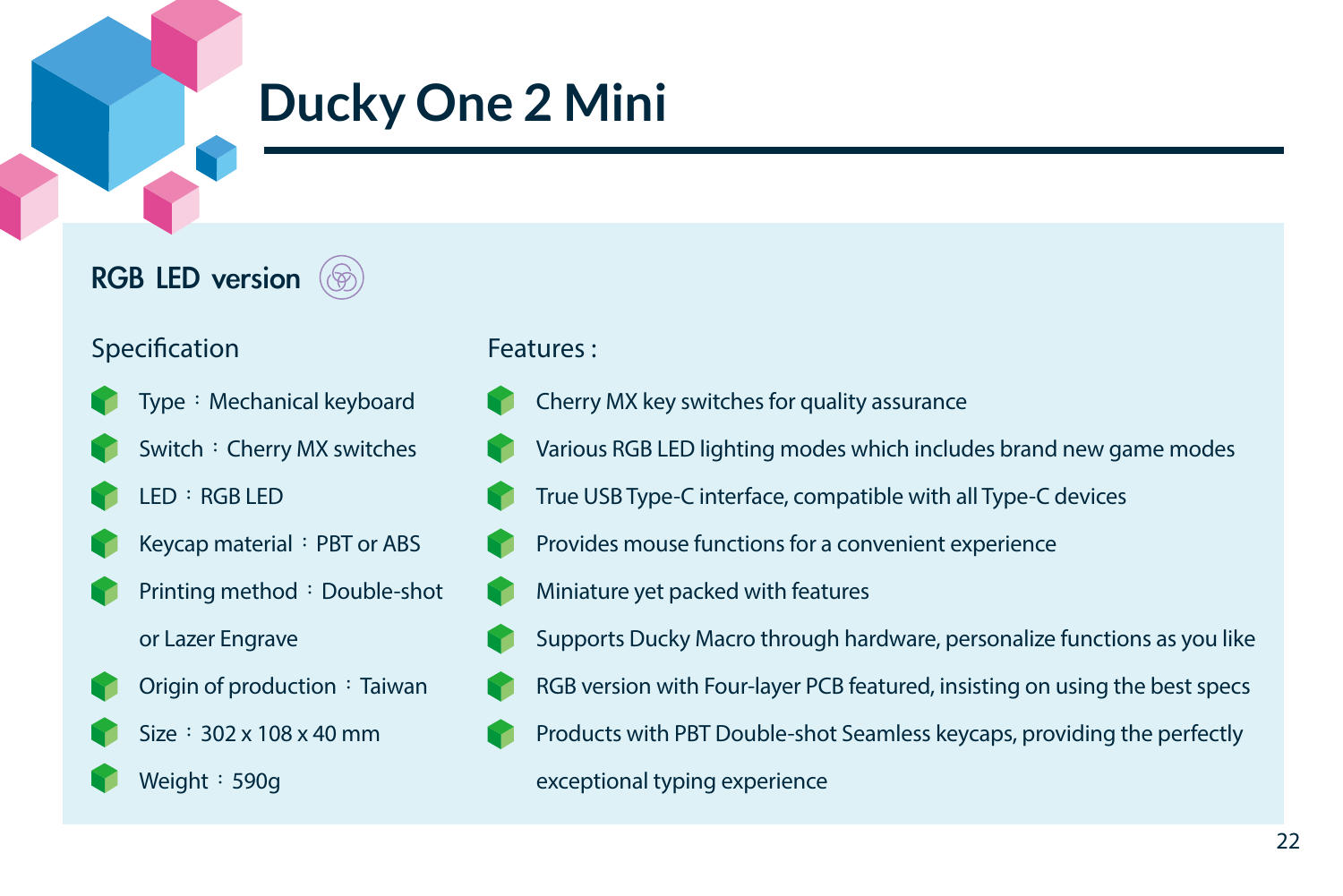# Ducky One 2 Mini

## RGB LED version

### Specification

- Type：Mechanical keyboard
- Switch：Cherry MX switches
- LED：RGB LED
- Keycap material：PBT or ABS
- Printing method：Double-shot or Lazer Engrave
- Origin of production：Taiwan
- Size：302 x 108 x 40 mm
- Weight：590g

### Features :

- Cherry MX key switches for quality assurance
- Various RGB LED lighting modes which includes brand new game modes
- True USB Type-C interface, compatible with all Type-C devices
- Provides mouse functions for a convenient experience
- Miniature yet packed with features
- Supports Ducky Macro through hardware, personalize functions as you like
- RGB version with Four-layer PCB featured, insisting on using the best specs
- Products with PBT Double-shot Seamless keycaps, providing the perfectly exceptional typing experience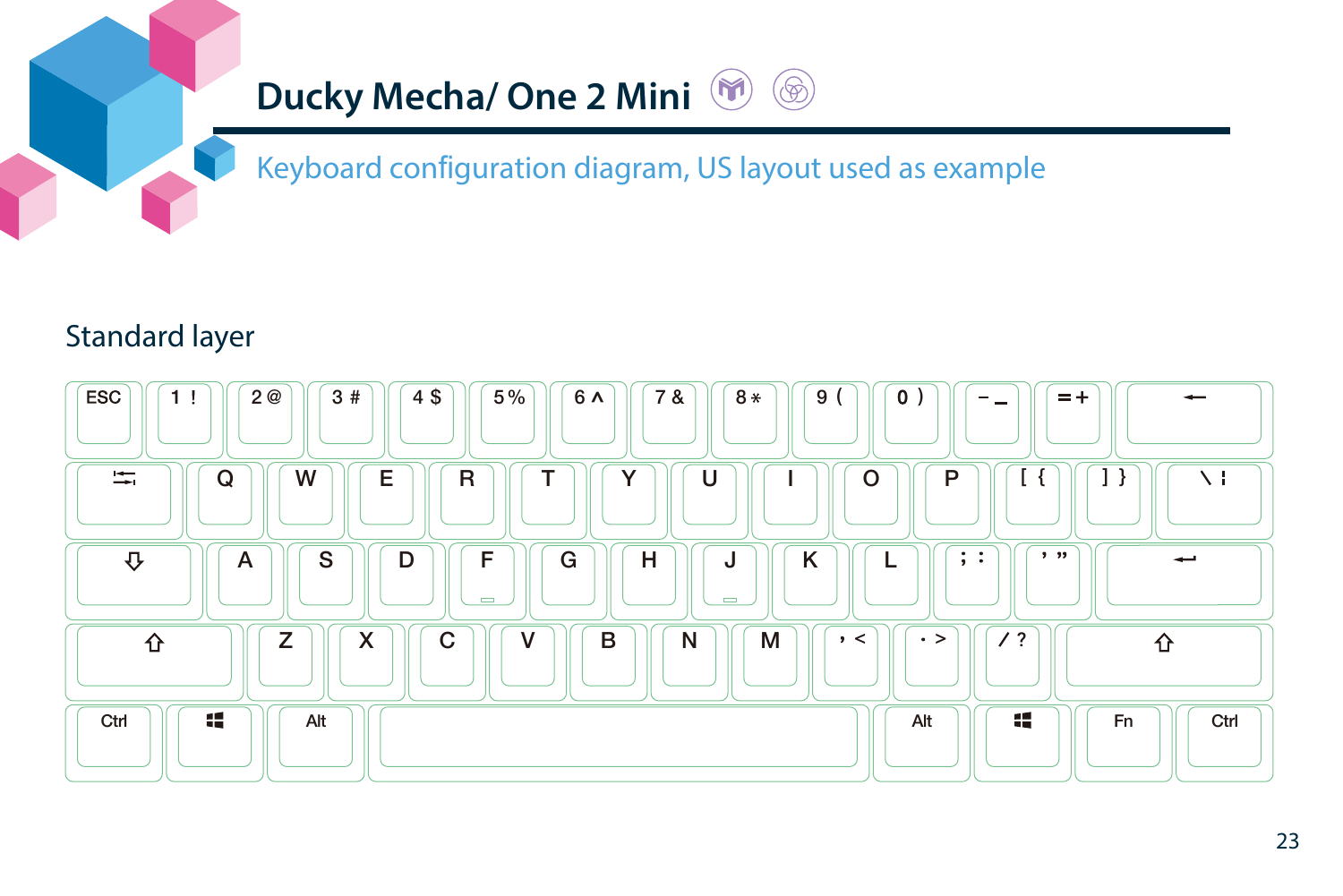# Ducky Mecha/ One 2 Mini

Keyboard configuration diagram, US layout used as example

## Standard layer

| ESC | 1 ! | 2 @ | 3 # | 4 $ | 5 % | 6 ^ | 7 & | 8 * | 9 ( | 0 ) | - _ | = + | ← |
|---|---|---|---|---|---|---|---|---|---|---|---|---|---|
| Tab | Q | W | E | R | T | Y | U | I | O | P | [ { | ] } | \ \| |
| Caps | A | S | D | F | G | H | J | K | L | ; : | ' " | ↵ | |
| ⇧ | Z | X | C | V | B | N | M | , < | . > | / ? | ⇧ | | |
| Ctrl | Win | Alt | Space | Alt | Win | Fn | Ctrl | | | | | | |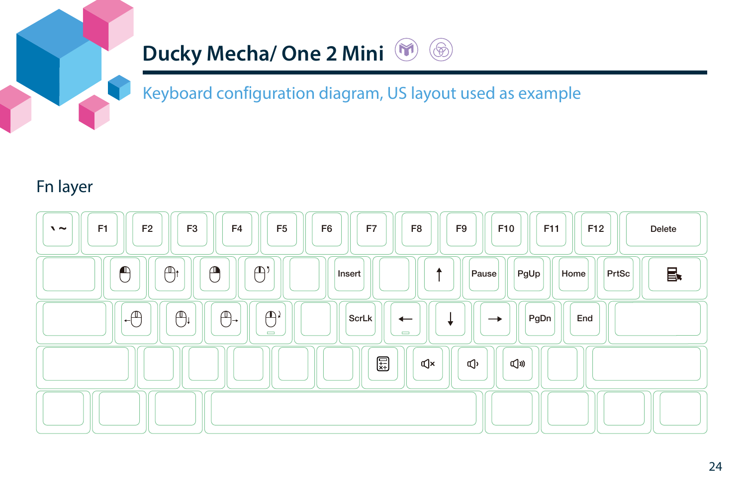# Ducky Mecha/ One 2 Mini

## Keyboard configuration diagram, US layout used as example

### Fn layer

| ` ~ | F1 | F2 | F3 | F4 | F5 | F6 | F7 | F8 | F9 | F10 | F11 | F12 | Delete |
|---|---|---|---|---|---|---|---|---|---|---|---|---|---|
| | | | | | | Insert | | ↑ | Pause | PgUp | Home | PrtSc | |
| | | | | | | ScrLk | ← | ↓ | → | PgDn | End | | |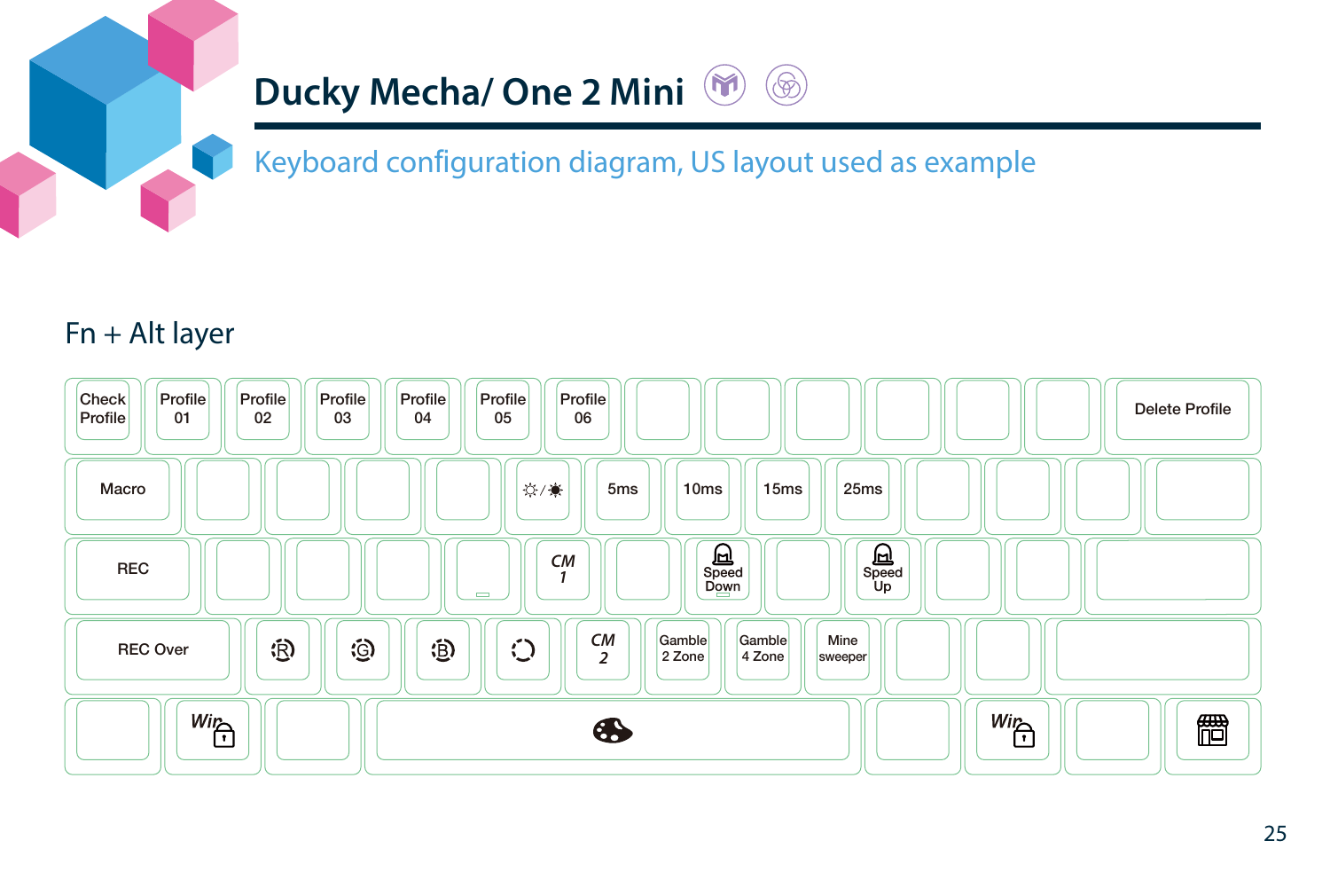# Ducky Mecha/ One 2 Mini

Keyboard configuration diagram, US layout used as example

## Fn + Alt layer

| | | | | | | | | | | | | | |
|---|---|---|---|---|---|---|---|---|---|---|---|---|---|
| Check Profile | Profile 01 | Profile 02 | Profile 03 | Profile 04 | Profile 05 | Profile 06 | | | | | | | Delete Profile |
| Macro | | | | | ☼/☀ | 5ms | 10ms | 15ms | 25ms | | | | |
| REC | | | | | CM 1 | | Speed Down | | Speed Up | | | | |
| REC Over | R | G | B | | CM 2 | Gamble 2 Zone | Gamble 4 Zone | Mine sweeper | | | | | |
| | Win 🔒 | | | | | | | | | Win 🔒 | | | |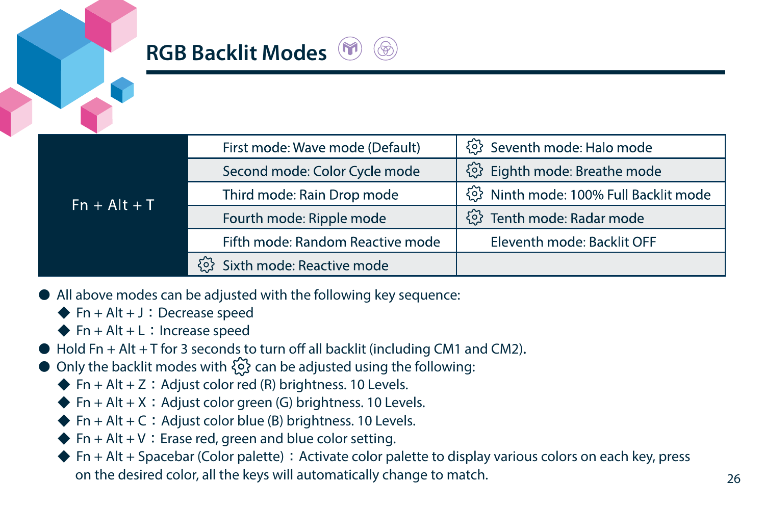## RGB Backlit Modes

| Fn + Alt + T | First mode: Wave mode (Default) | ⚙ Seventh mode: Halo mode |
|---|---|---|
| | Second mode: Color Cycle mode | ⚙ Eighth mode: Breathe mode |
| | Third mode: Rain Drop mode | ⚙ Ninth mode: 100% Full Backlit mode |
| | Fourth mode: Ripple mode | ⚙ Tenth mode: Radar mode |
| | Fifth mode: Random Reactive mode | Eleventh mode: Backlit OFF |
| | ⚙ Sixth mode: Reactive mode | |

- All above modes can be adjusted with the following key sequence:
  - Fn + Alt + J：Decrease speed
  - Fn + Alt + L：Increase speed
- Hold Fn + Alt + T for 3 seconds to turn off all backlit (including CM1 and CM2).
- Only the backlit modes with ⚙ can be adjusted using the following:
  - Fn + Alt + Z：Adjust color red (R) brightness. 10 Levels.
  - Fn + Alt + X：Adjust color green (G) brightness. 10 Levels.
  - Fn + Alt + C：Adjust color blue (B) brightness. 10 Levels.
  - Fn + Alt + V：Erase red, green and blue color setting.
  - Fn + Alt + Spacebar (Color palette)：Activate color palette to display various colors on each key, press on the desired color, all the keys will automatically change to match.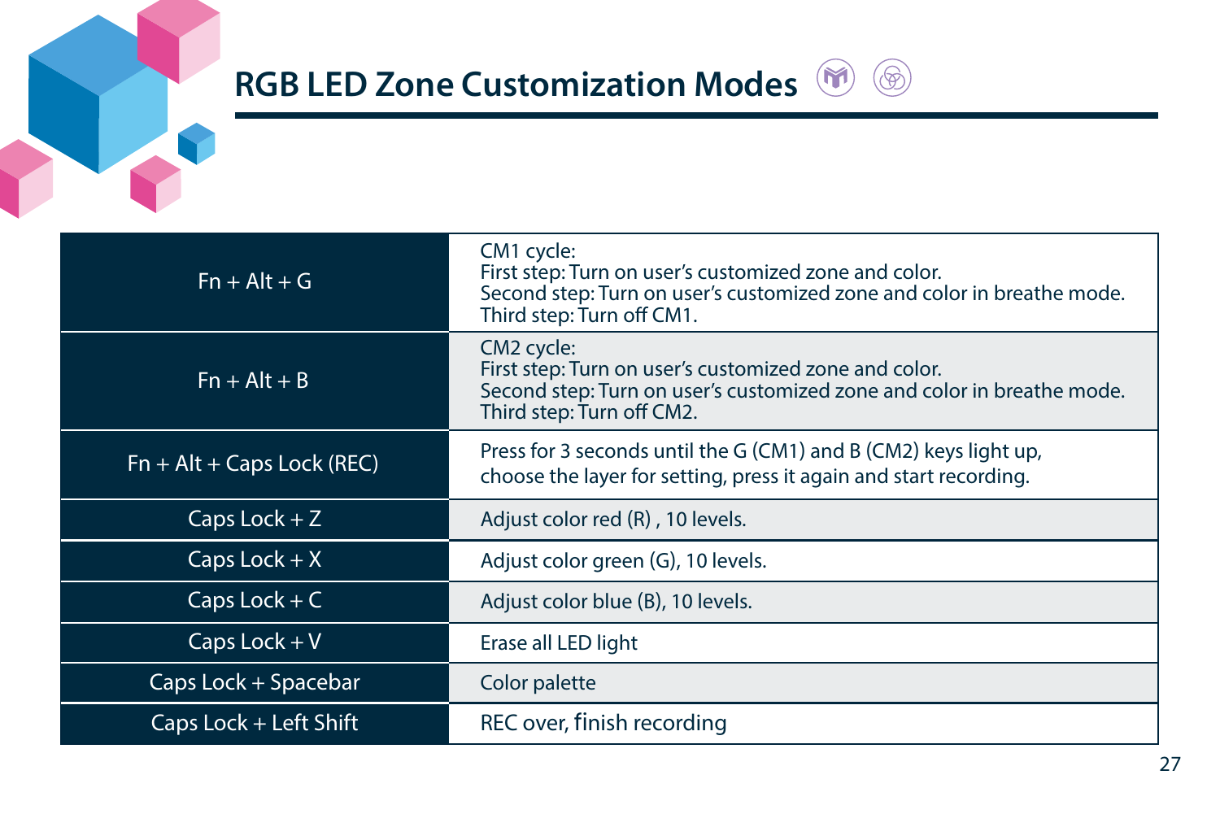# RGB LED Zone Customization Modes

| | |
|---|---|
| Fn + Alt + G | CM1 cycle:<br>First step: Turn on user's customized zone and color.<br>Second step: Turn on user's customized zone and color in breathe mode.<br>Third step: Turn off CM1. |
| Fn + Alt + B | CM2 cycle:<br>First step: Turn on user's customized zone and color.<br>Second step: Turn on user's customized zone and color in breathe mode.<br>Third step: Turn off CM2. |
| Fn + Alt + Caps Lock (REC) | Press for 3 seconds until the G (CM1) and B (CM2) keys light up, choose the layer for setting, press it again and start recording. |
| Caps Lock + Z | Adjust color red (R) , 10 levels. |
| Caps Lock + X | Adjust color green (G), 10 levels. |
| Caps Lock + C | Adjust color blue (B), 10 levels. |
| Caps Lock + V | Erase all LED light |
| Caps Lock + Spacebar | Color palette |
| Caps Lock + Left Shift | REC over, finish recording |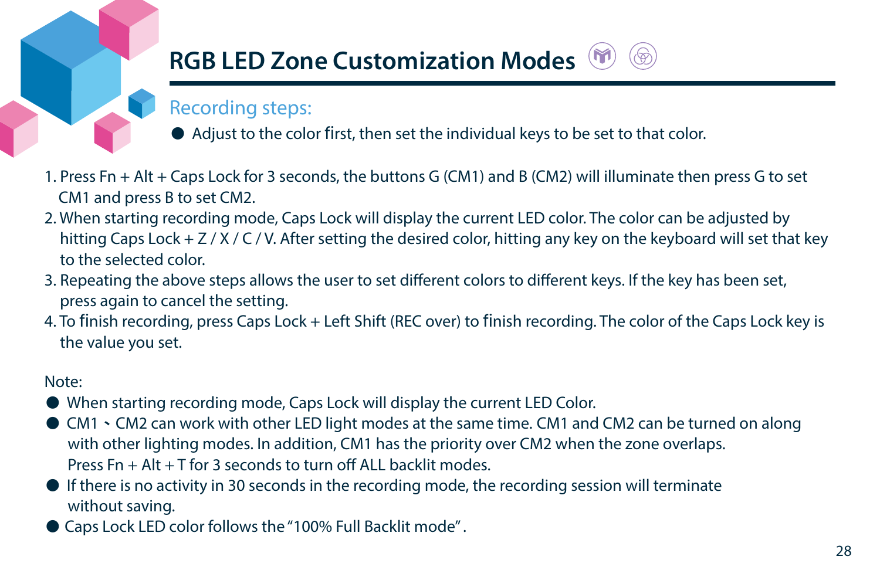# RGB LED Zone Customization Modes

## Recording steps:

- Adjust to the color first, then set the individual keys to be set to that color.

1. Press Fn + Alt + Caps Lock for 3 seconds, the buttons G (CM1) and B (CM2) will illuminate then press G to set CM1 and press B to set CM2.
2. When starting recording mode, Caps Lock will display the current LED color. The color can be adjusted by hitting Caps Lock + Z / X / C / V. After setting the desired color, hitting any key on the keyboard will set that key to the selected color.
3. Repeating the above steps allows the user to set different colors to different keys. If the key has been set, press again to cancel the setting.
4. To finish recording, press Caps Lock + Left Shift (REC over) to finish recording. The color of the Caps Lock key is the value you set.

Note:

- When starting recording mode, Caps Lock will display the current LED Color.
- CM1、CM2 can work with other LED light modes at the same time. CM1 and CM2 can be turned on along with other lighting modes. In addition, CM1 has the priority over CM2 when the zone overlaps. Press Fn + Alt + T for 3 seconds to turn off ALL backlit modes.
- If there is no activity in 30 seconds in the recording mode, the recording session will terminate without saving.
- Caps Lock LED color follows the "100% Full Backlit mode".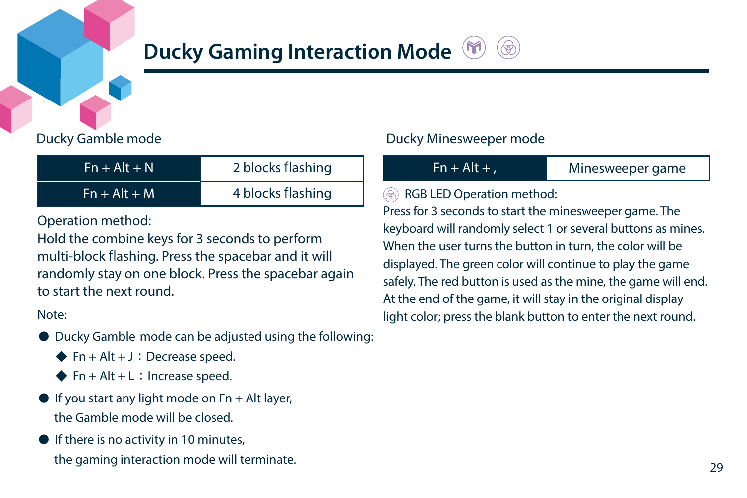# Ducky Gaming Interaction Mode

## Ducky Gamble mode

| Fn + Alt + N | 2 blocks flashing |
|---|---|
| Fn + Alt + M | 4 blocks flashing |

Operation method:
Hold the combine keys for 3 seconds to perform multi-block flashing. Press the spacebar and it will randomly stay on one block. Press the spacebar again to start the next round.

Note:

- Ducky Gamble mode can be adjusted using the following:
  - Fn + Alt + J：Decrease speed.
  - Fn + Alt + L：Increase speed.
- If you start any light mode on Fn + Alt layer, the Gamble mode will be closed.
- If there is no activity in 10 minutes, the gaming interaction mode will terminate.

## Ducky Minesweeper mode

| Fn + Alt + , | Minesweeper game |
|---|---|

RGB LED Operation method:
Press for 3 seconds to start the minesweeper game. The keyboard will randomly select 1 or several buttons as mines. When the user turns the button in turn, the color will be displayed. The green color will continue to play the game safely. The red button is used as the mine, the game will end. At the end of the game, it will stay in the original display light color; press the blank button to enter the next round.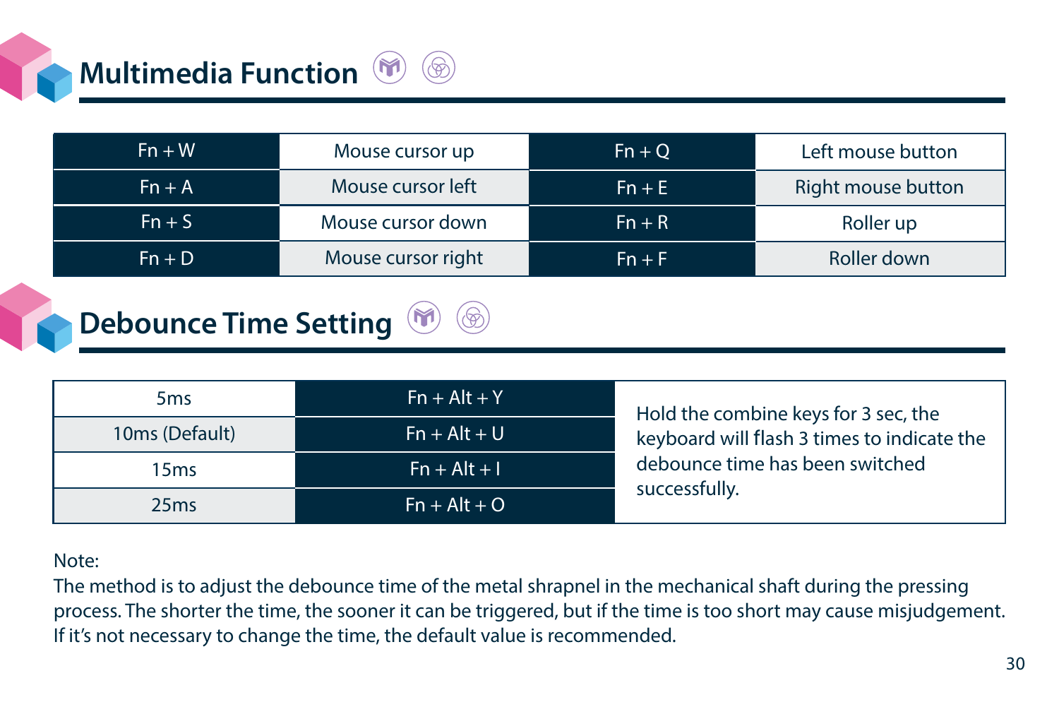## Multimedia Function

| Fn + W | Mouse cursor up | Fn + Q | Left mouse button |
|---|---|---|---|
| Fn + A | Mouse cursor left | Fn + E | Right mouse button |
| Fn + S | Mouse cursor down | Fn + R | Roller up |
| Fn + D | Mouse cursor right | Fn + F | Roller down |

## Debounce Time Setting

| 5ms | Fn + Alt + Y | Hold the combine keys for 3 sec, the keyboard will flash 3 times to indicate the debounce time has been switched successfully. |
|---|---|---|
| 10ms (Default) | Fn + Alt + U | |
| 15ms | Fn + Alt + I | |
| 25ms | Fn + Alt + O | |

Note:
The method is to adjust the debounce time of the metal shrapnel in the mechanical shaft during the pressing process. The shorter the time, the sooner it can be triggered, but if the time is too short may cause misjudgement. If it's not necessary to change the time, the default value is recommended.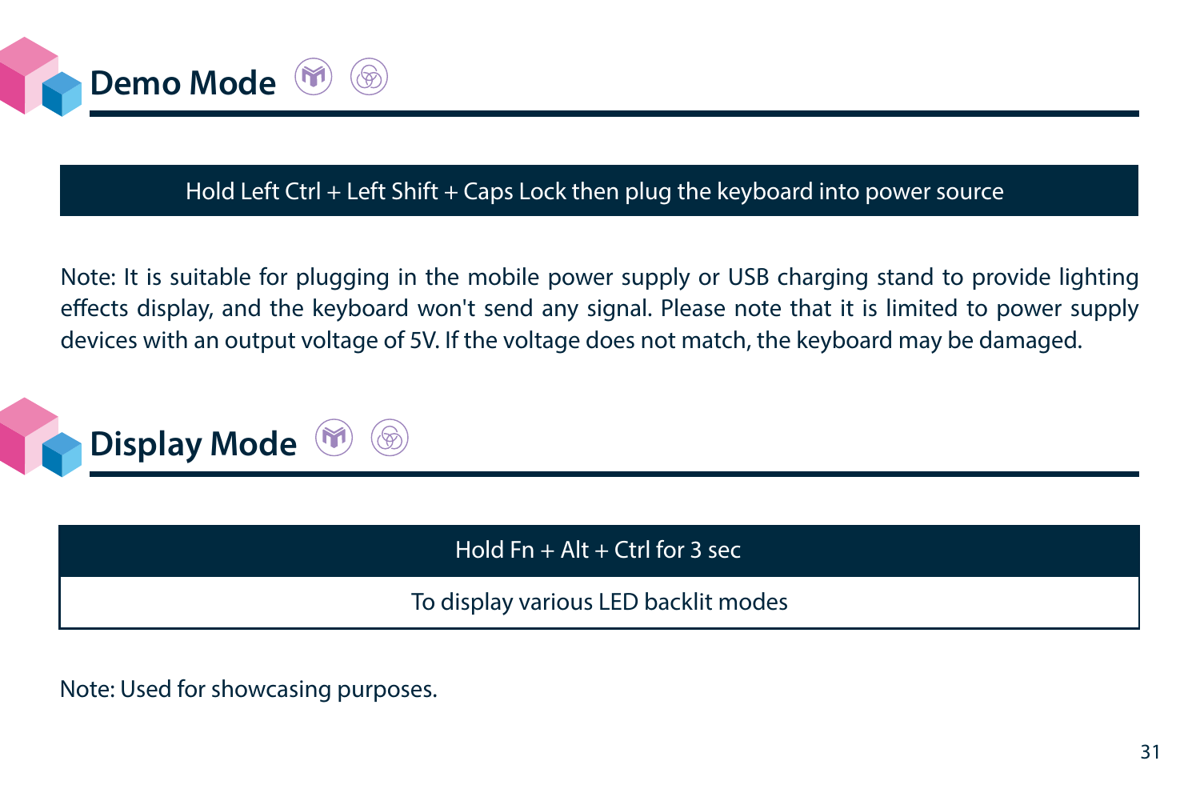## Demo Mode

| Hold Left Ctrl + Left Shift + Caps Lock then plug the keyboard into power source |
| --- |

Note: It is suitable for plugging in the mobile power supply or USB charging stand to provide lighting effects display, and the keyboard won't send any signal. Please note that it is limited to power supply devices with an output voltage of 5V. If the voltage does not match, the keyboard may be damaged.

## Display Mode

| Hold Fn + Alt + Ctrl for 3 sec |
| --- |
| To display various LED backlit modes |

Note: Used for showcasing purposes.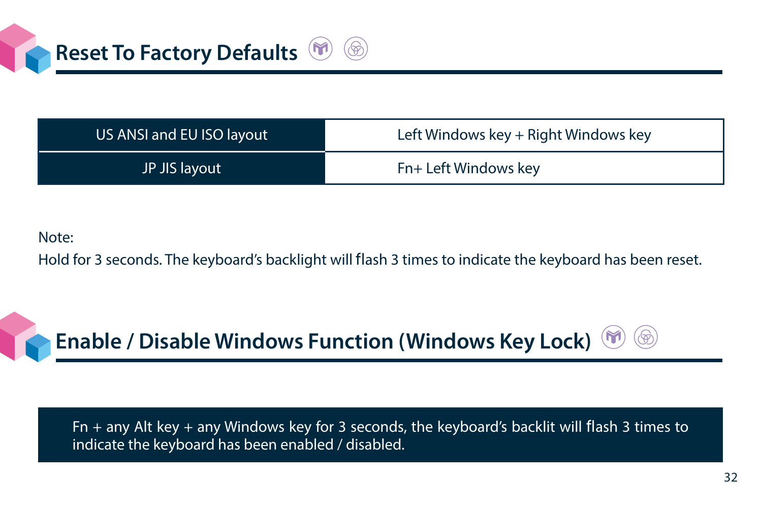## Reset To Factory Defaults

| US ANSI and EU ISO layout | Left Windows key + Right Windows key |
|---|---|
| JP JIS layout | Fn+ Left Windows key |

Note:
Hold for 3 seconds. The keyboard's backlight will flash 3 times to indicate the keyboard has been reset.

## Enable / Disable Windows Function (Windows Key Lock)

Fn + any Alt key + any Windows key for 3 seconds, the keyboard's backlit will flash 3 times to indicate the keyboard has been enabled / disabled.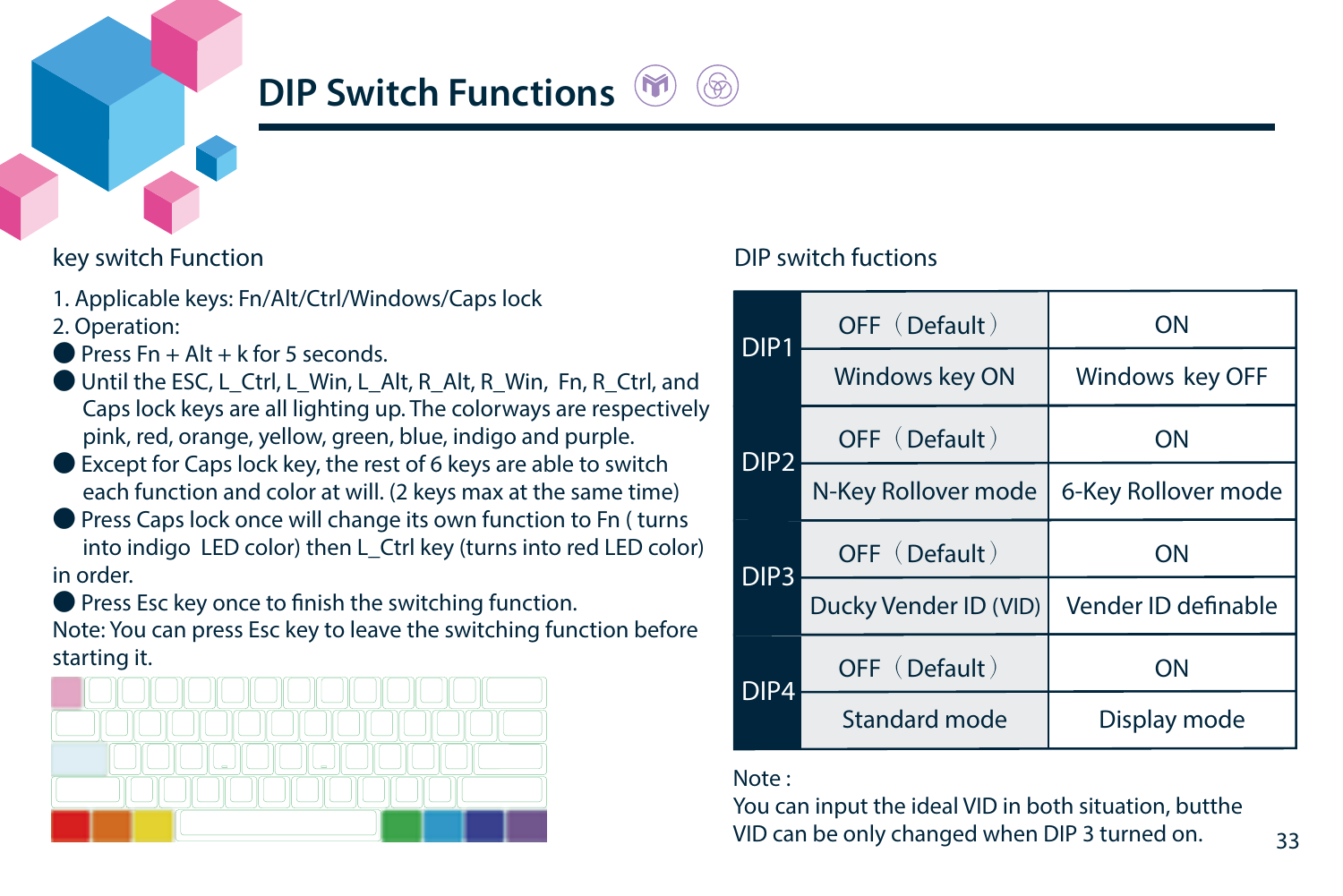# DIP Switch Functions

## key switch Function

1. Applicable keys: Fn/Alt/Ctrl/Windows/Caps lock
2. Operation:

- Press Fn + Alt + k for 5 seconds.
- Until the ESC, L_Ctrl, L_Win, L_Alt, R_Alt, R_Win, Fn, R_Ctrl, and Caps lock keys are all lighting up. The colorways are respectively pink, red, orange, yellow, green, blue, indigo and purple.
- Except for Caps lock key, the rest of 6 keys are able to switch each function and color at will. (2 keys max at the same time)
- Press Caps lock once will change its own function to Fn ( turns into indigo LED color) then L_Ctrl key (turns into red LED color) in order.
- Press Esc key once to finish the switching function.

Note: You can press Esc key to leave the switching function before starting it.

## DIP switch fuctions

| | | |
|---|---|---|
| DIP1 | OFF（Default） | ON |
| | Windows key ON | Windows key OFF |
| DIP2 | OFF（Default） | ON |
| | N-Key Rollover mode | 6-Key Rollover mode |
| DIP3 | OFF（Default） | ON |
| | Ducky Vender ID (VID) | Vender ID definable |
| DIP4 | OFF（Default） | ON |
| | Standard mode | Display mode |

Note :
You can input the ideal VID in both situation, butthe VID can be only changed when DIP 3 turned on.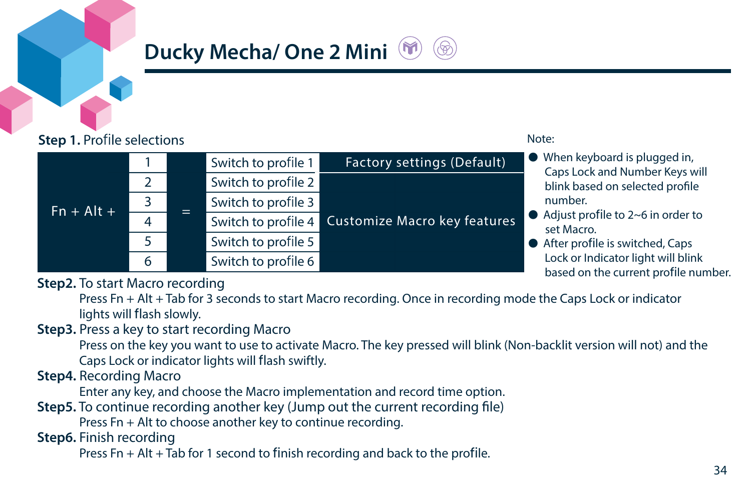# Ducky Mecha/ One 2 Mini

**Step 1.** Profile selections

| Keys | # | | Action | Mode |
|---|---|---|---|---|
| Fn + Alt + | 1 | = | Switch to profile 1 | Factory settings (Default) |
| | 2 | | Switch to profile 2 | Customize Macro key features |
| | 3 | | Switch to profile 3 | |
| | 4 | | Switch to profile 4 | |
| | 5 | | Switch to profile 5 | |
| | 6 | | Switch to profile 6 | |

Note:

- When keyboard is plugged in, Caps Lock and Number Keys will blink based on selected profile number.
- Adjust profile to 2~6 in order to set Macro.
- After profile is switched, Caps Lock or Indicator light will blink based on the current profile number.

**Step2.** To start Macro recording

Press Fn + Alt + Tab for 3 seconds to start Macro recording. Once in recording mode the Caps Lock or indicator lights will flash slowly.

**Step3.** Press a key to start recording Macro

Press on the key you want to use to activate Macro. The key pressed will blink (Non-backlit version will not) and the Caps Lock or indicator lights will flash swiftly.

**Step4.** Recording Macro

Enter any key, and choose the Macro implementation and record time option.

**Step5.** To continue recording another key (Jump out the current recording file)

Press Fn + Alt to choose another key to continue recording.

**Step6.** Finish recording

Press Fn + Alt + Tab for 1 second to finish recording and back to the profile.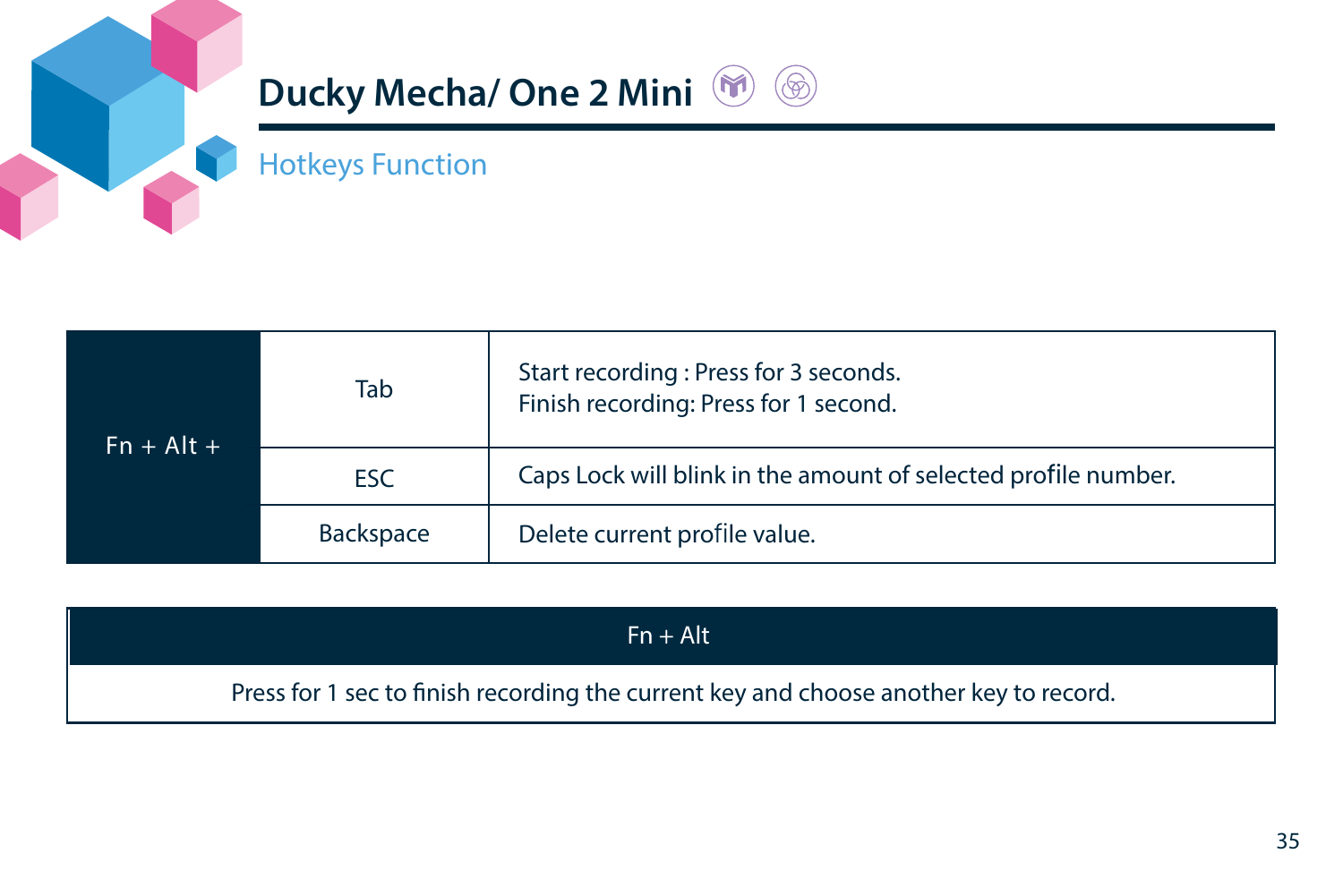# Ducky Mecha/ One 2 Mini

## Hotkeys Function

| | | |
|---|---|---|
| Fn + Alt + | Tab | Start recording : Press for 3 seconds.<br>Finish recording: Press for 1 second. |
| | ESC | Caps Lock will blink in the amount of selected profile number. |
| | Backspace | Delete current profile value. |

| Fn + Alt |
|---|
| Press for 1 sec to finish recording the current key and choose another key to record. |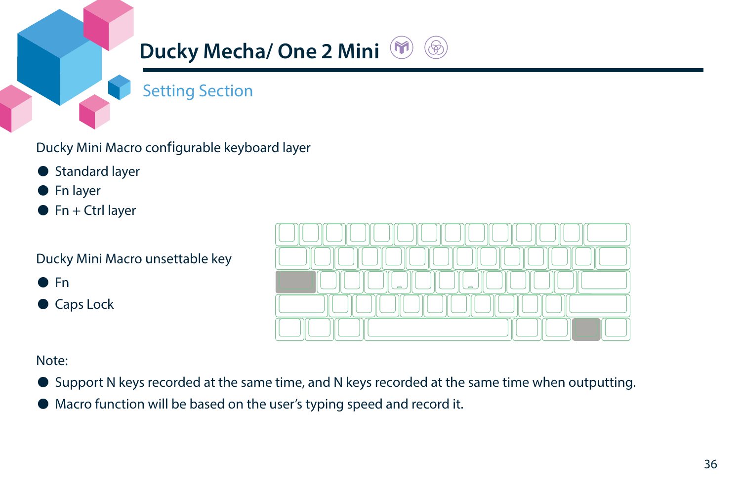# Ducky Mecha/ One 2 Mini

## Setting Section

Ducky Mini Macro configurable keyboard layer

- Standard layer
- Fn layer
- Fn + Ctrl layer

Ducky Mini Macro unsettable key

- Fn
- Caps Lock

Note:

- Support N keys recorded at the same time, and N keys recorded at the same time when outputting.
- Macro function will be based on the user's typing speed and record it.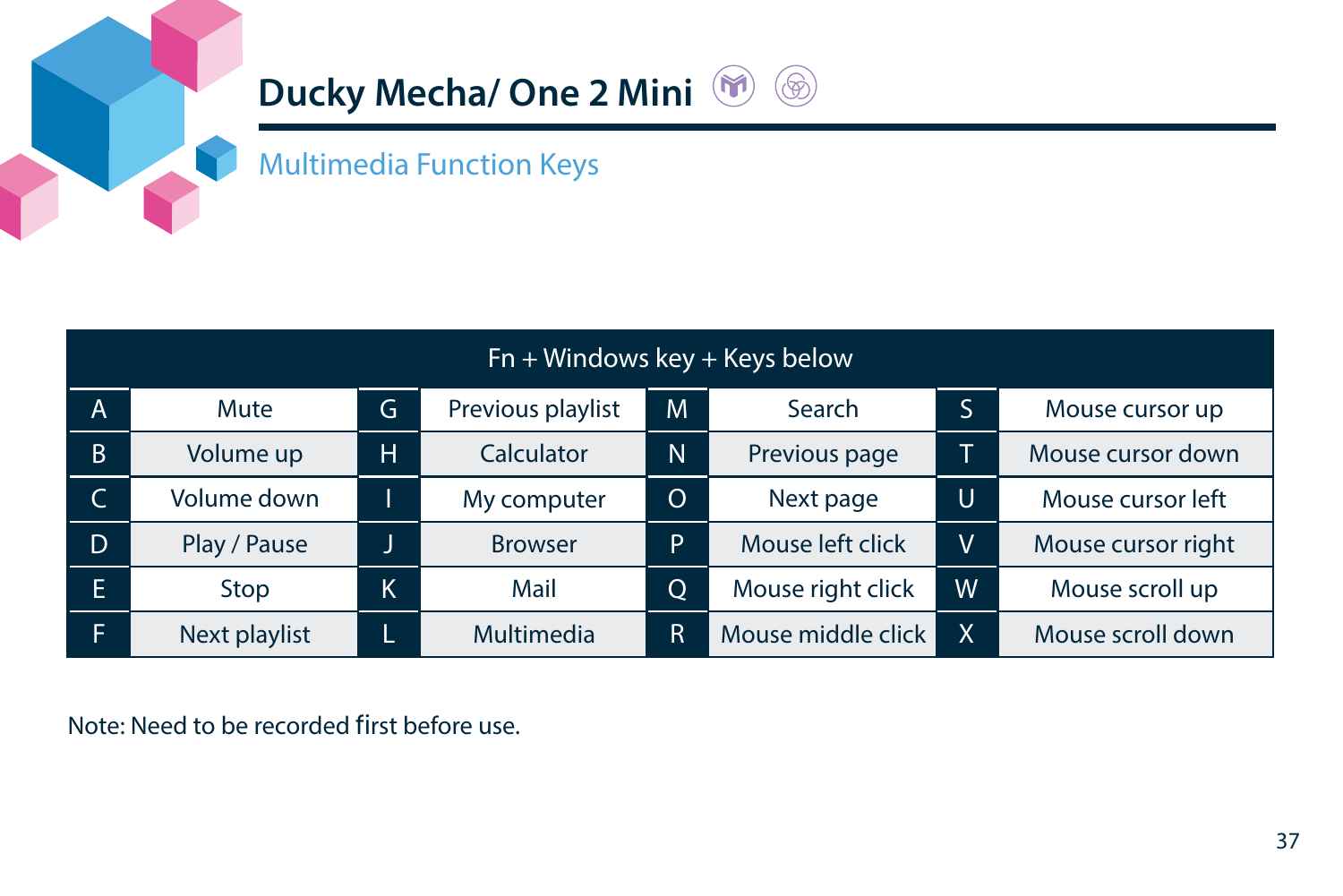# Ducky Mecha/ One 2 Mini

## Multimedia Function Keys

| Fn + Windows key + Keys below | | | | | | | |
|---|---|---|---|---|---|---|---|
| A | Mute | G | Previous playlist | M | Search | S | Mouse cursor up |
| B | Volume up | H | Calculator | N | Previous page | T | Mouse cursor down |
| C | Volume down | I | My computer | O | Next page | U | Mouse cursor left |
| D | Play / Pause | J | Browser | P | Mouse left click | V | Mouse cursor right |
| E | Stop | K | Mail | Q | Mouse right click | W | Mouse scroll up |
| F | Next playlist | L | Multimedia | R | Mouse middle click | X | Mouse scroll down |

Note: Need to be recorded first before use.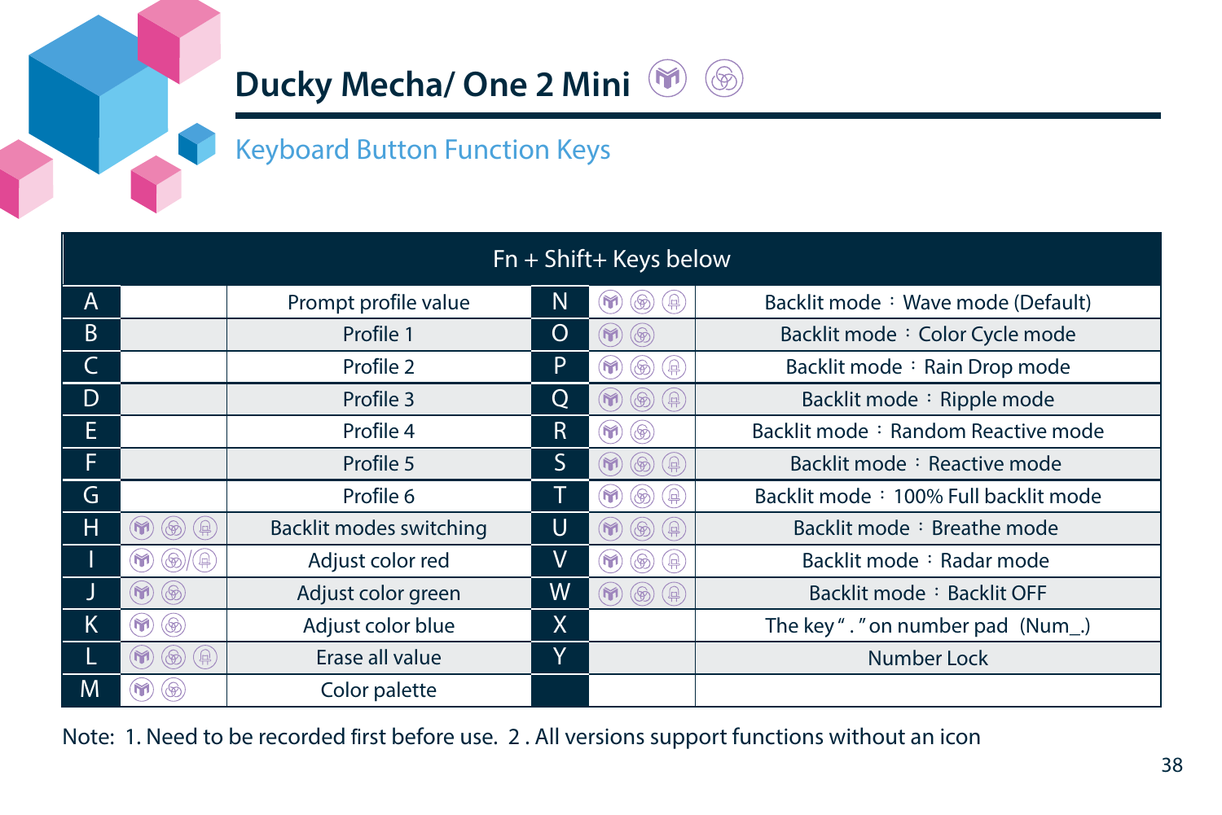# Ducky Mecha/ One 2 Mini

## Keyboard Button Function Keys

| Fn + Shift+ Keys below | | | | | |
|---|---|---|---|---|---|
| A | | Prompt profile value | N | | Backlit mode：Wave mode (Default) |
| B | | Profile 1 | O | | Backlit mode：Color Cycle mode |
| C | | Profile 2 | P | | Backlit mode：Rain Drop mode |
| D | | Profile 3 | Q | | Backlit mode：Ripple mode |
| E | | Profile 4 | R | | Backlit mode：Random Reactive mode |
| F | | Profile 5 | S | | Backlit mode：Reactive mode |
| G | | Profile 6 | T | | Backlit mode：100% Full backlit mode |
| H | | Backlit modes switching | U | | Backlit mode：Breathe mode |
| I | / | Adjust color red | V | | Backlit mode：Radar mode |
| J | | Adjust color green | W | | Backlit mode：Backlit OFF |
| K | | Adjust color blue | X | | The key " . " on number pad (Num_.) |
| L | | Erase all value | Y | | Number Lock |
| M | | Color palette | | | |

Note: 1. Need to be recorded first before use. 2 . All versions support functions without an icon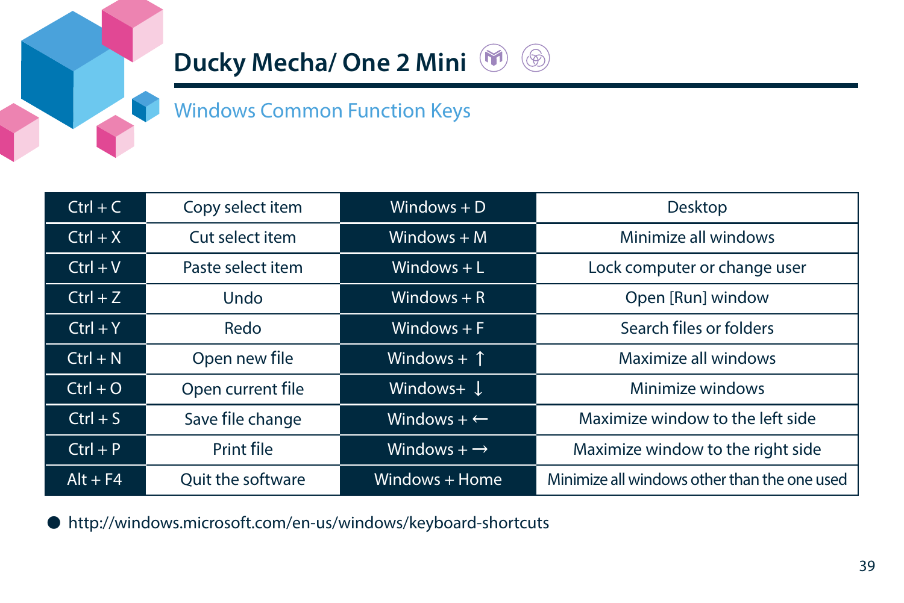# Ducky Mecha/ One 2 Mini

## Windows Common Function Keys

| Ctrl + C | Copy select item | Windows + D | Desktop |
|---|---|---|---|
| Ctrl + X | Cut select item | Windows + M | Minimize all windows |
| Ctrl + V | Paste select item | Windows + L | Lock computer or change user |
| Ctrl + Z | Undo | Windows + R | Open [Run] window |
| Ctrl + Y | Redo | Windows + F | Search files or folders |
| Ctrl + N | Open new file | Windows + ↑ | Maximize all windows |
| Ctrl + O | Open current file | Windows+ ↓ | Minimize windows |
| Ctrl + S | Save file change | Windows + ← | Maximize window to the left side |
| Ctrl + P | Print file | Windows + → | Maximize window to the right side |
| Alt + F4 | Quit the software | Windows + Home | Minimize all windows other than the one used |

- http://windows.microsoft.com/en-us/windows/keyboard-shortcuts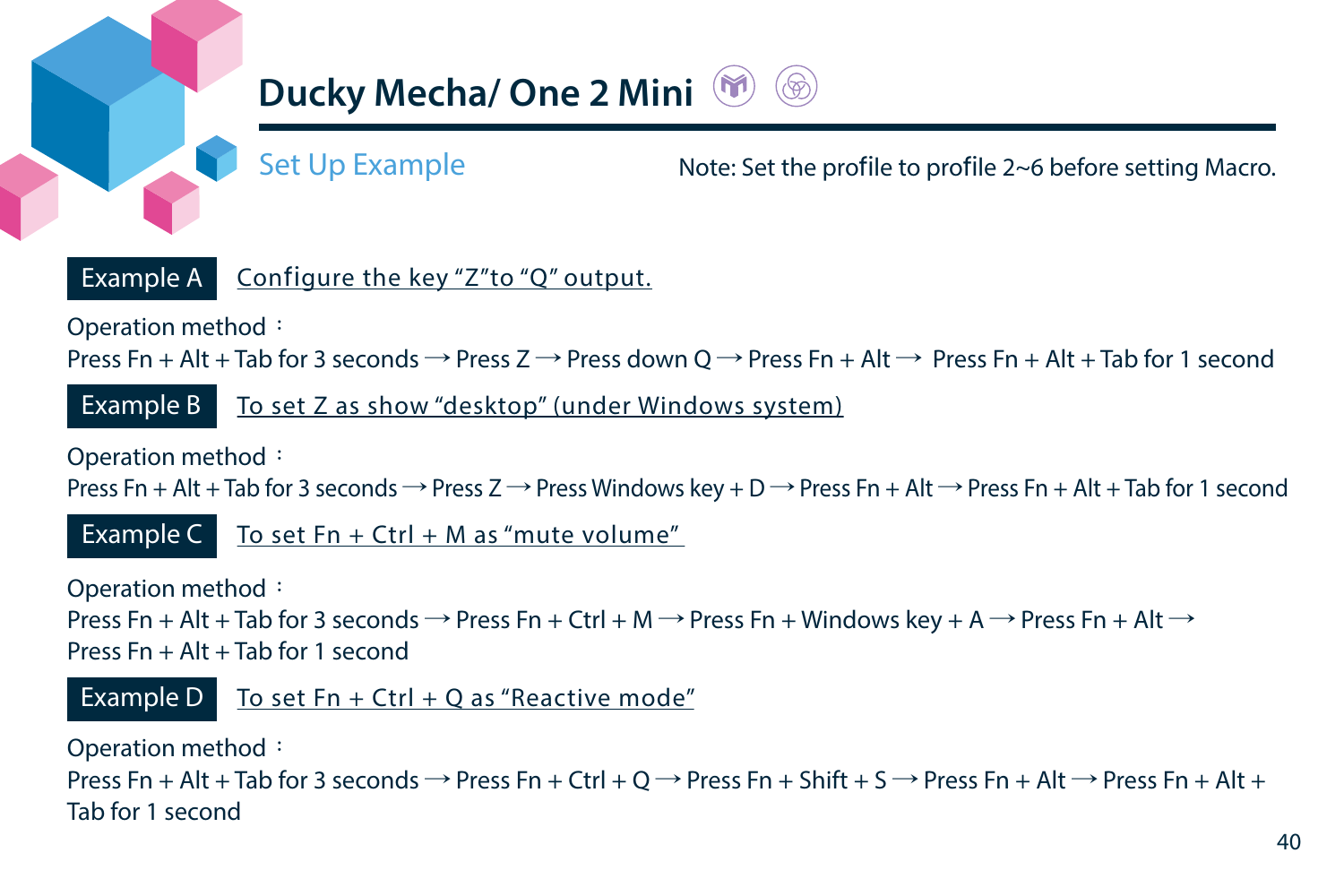# Ducky Mecha/ One 2 Mini

## Set Up Example

Note: Set the profile to profile 2~6 before setting Macro.

**Example A** Configure the key “Z”to “Q” output.

Operation method：
Press Fn + Alt + Tab for 3 seconds → Press Z → Press down Q → Press Fn + Alt → Press Fn + Alt + Tab for 1 second

**Example B** To set Z as show “desktop” (under Windows system)

Operation method：
Press Fn + Alt + Tab for 3 seconds → Press Z → Press Windows key + D → Press Fn + Alt → Press Fn + Alt + Tab for 1 second

**Example C** To set Fn + Ctrl + M as “mute volume”

Operation method：
Press Fn + Alt + Tab for 3 seconds → Press Fn + Ctrl + M → Press Fn + Windows key + A → Press Fn + Alt → Press Fn + Alt + Tab for 1 second

**Example D** To set Fn + Ctrl + Q as “Reactive mode”

Operation method：
Press Fn + Alt + Tab for 3 seconds → Press Fn + Ctrl + Q → Press Fn + Shift + S → Press Fn + Alt → Press Fn + Alt + Tab for 1 second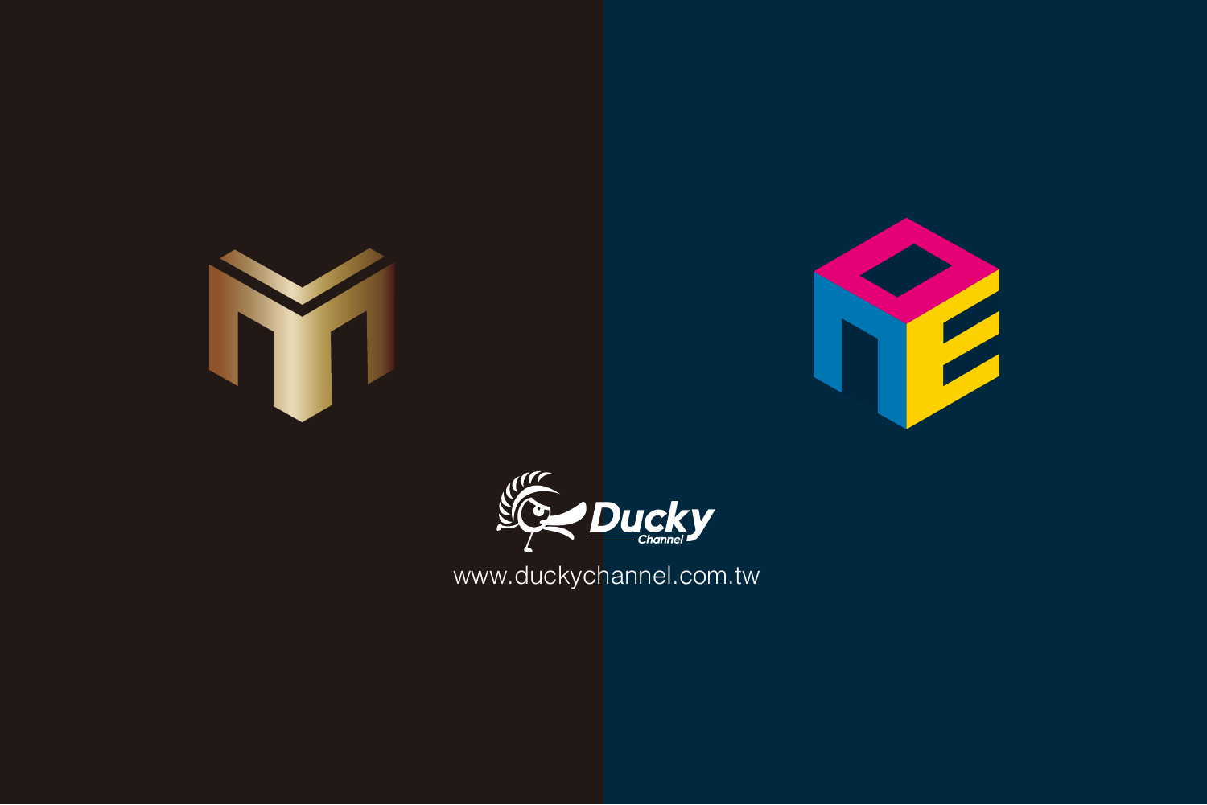Ducky Channel

www.duckychannel.com.tw